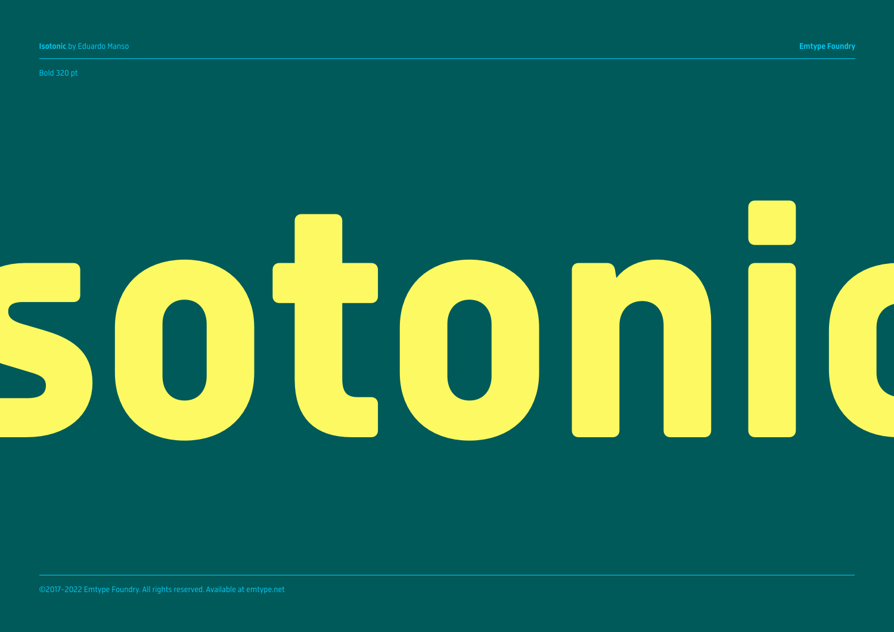**Isotonic** by Eduardo Manso

**Emtype Foundry**

Bold 320 pt

# sotonic

©2017–2022 Emtype Foundry. All rights reserved. Available at emtype.net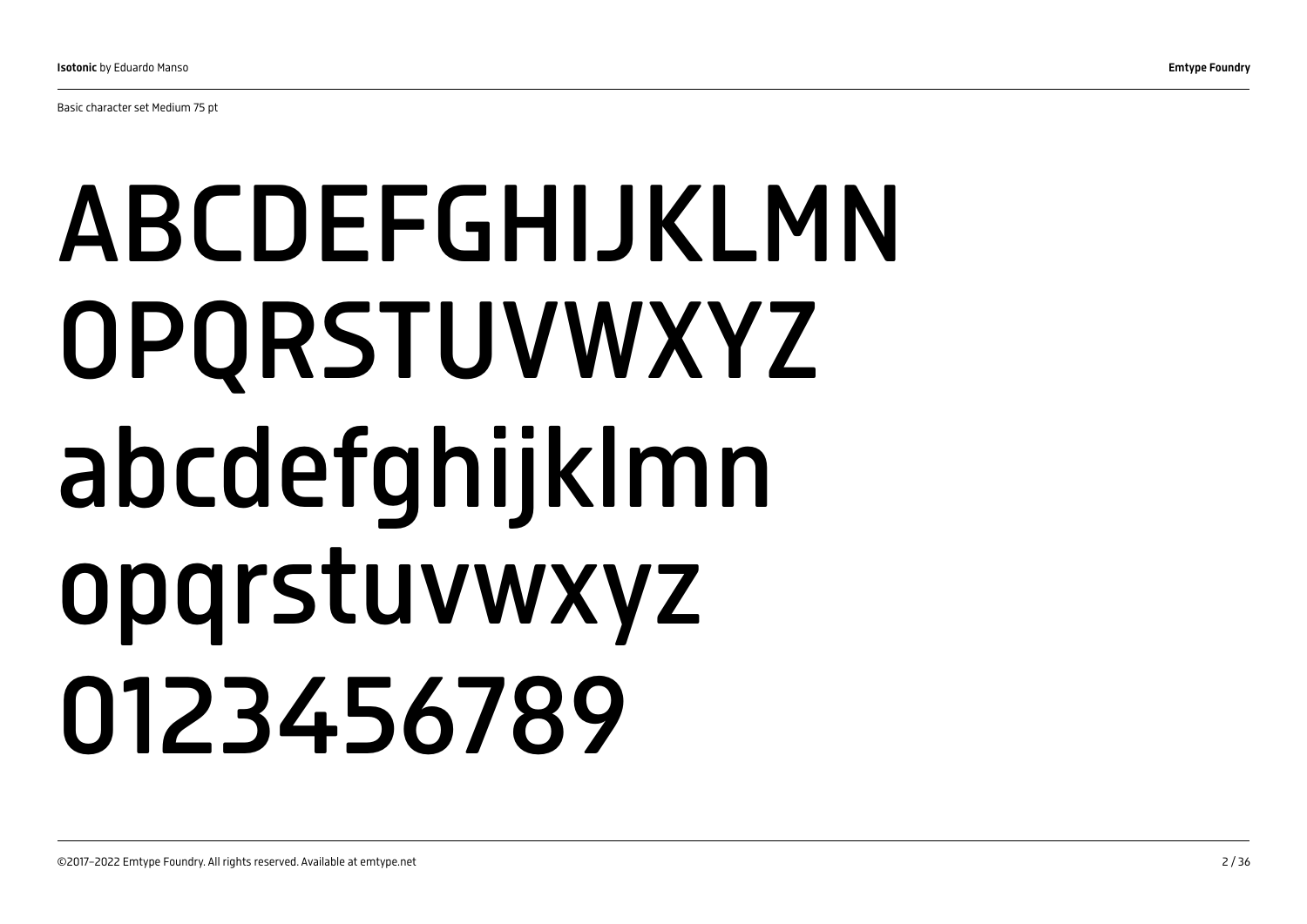Basic character set Medium 75 pt

ABCDEFGHIJKLMN
OPQRSTUVWXYZ
abcdefghijklmn
opqrstuvwxyz
0123456789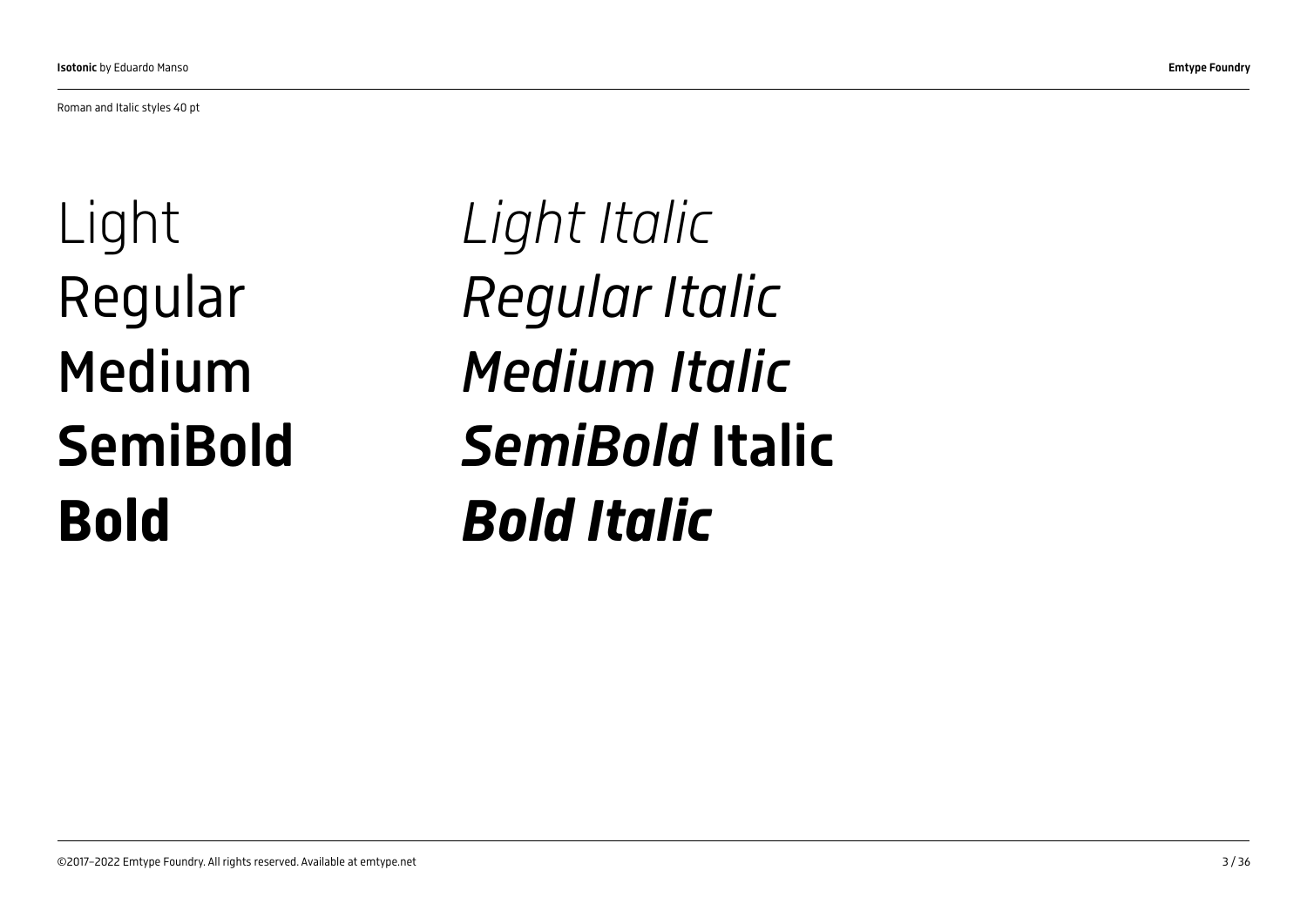Roman and Italic styles 40 pt

Light *Light Italic*

Regular *Regular Italic*

**Medium** ***Medium Italic***

**SemiBold** ***SemiBold*** **Italic**

**Bold** ***Bold Italic***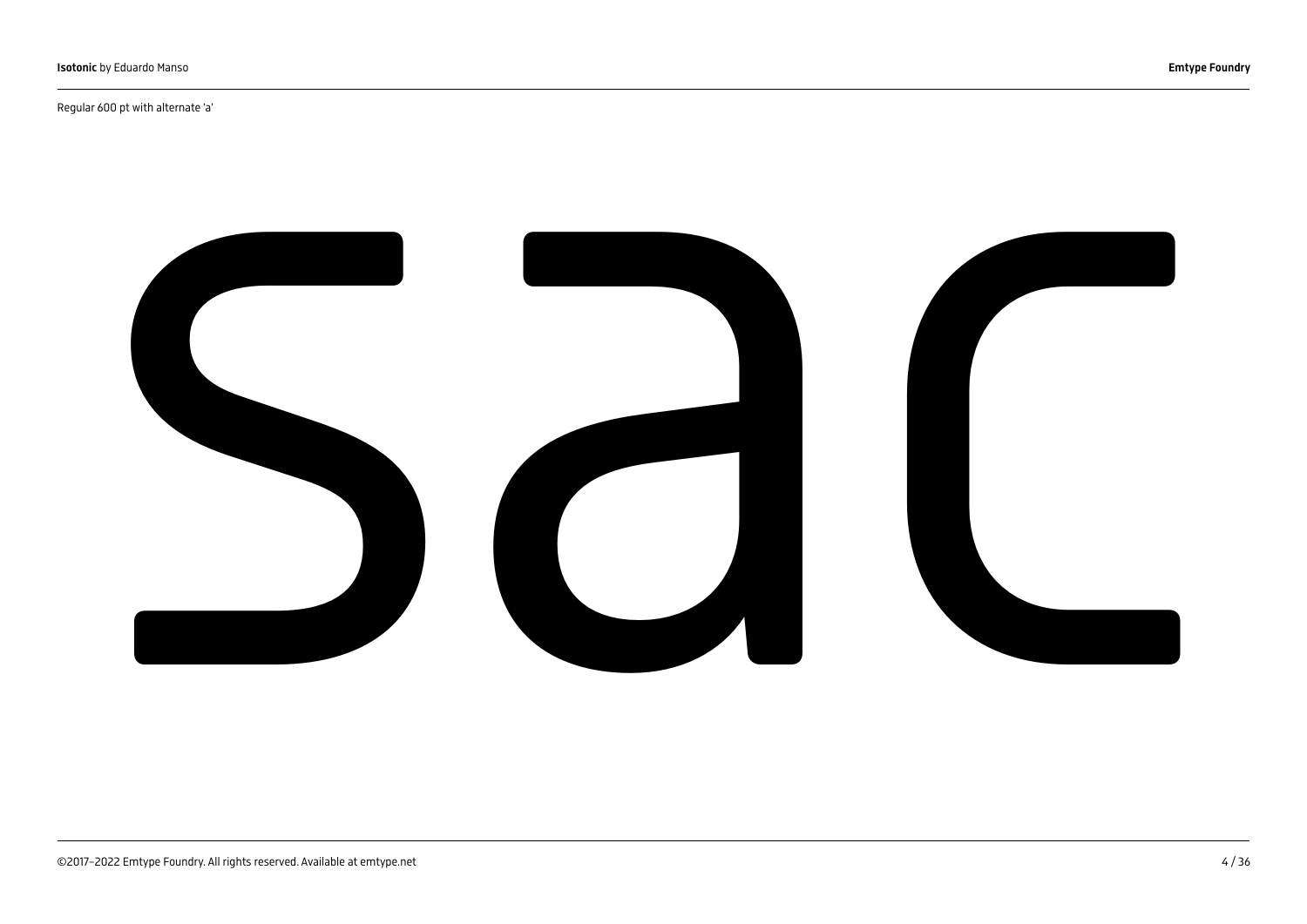Regular 600 pt with alternate 'a'

# sac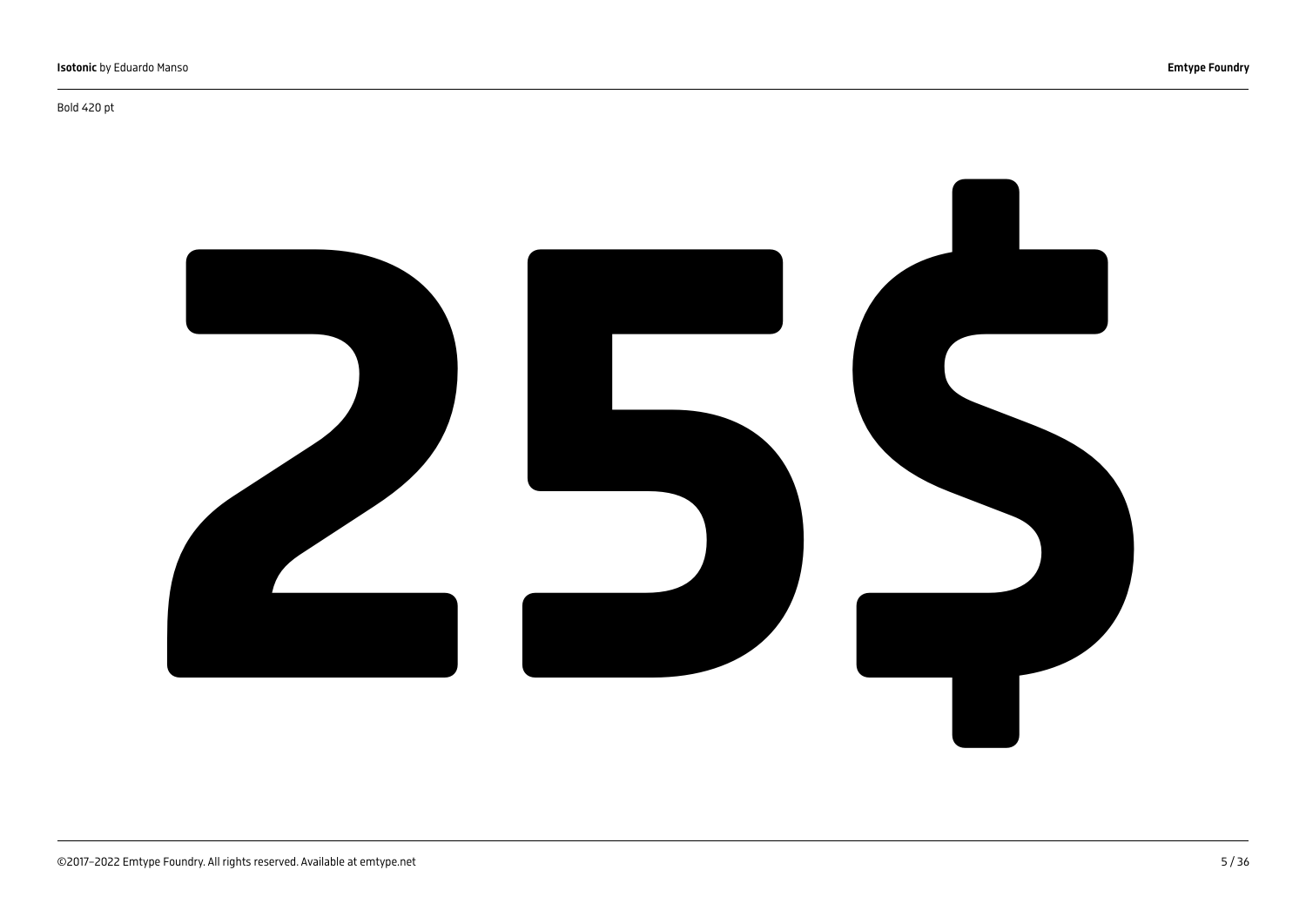Bold 420 pt

25$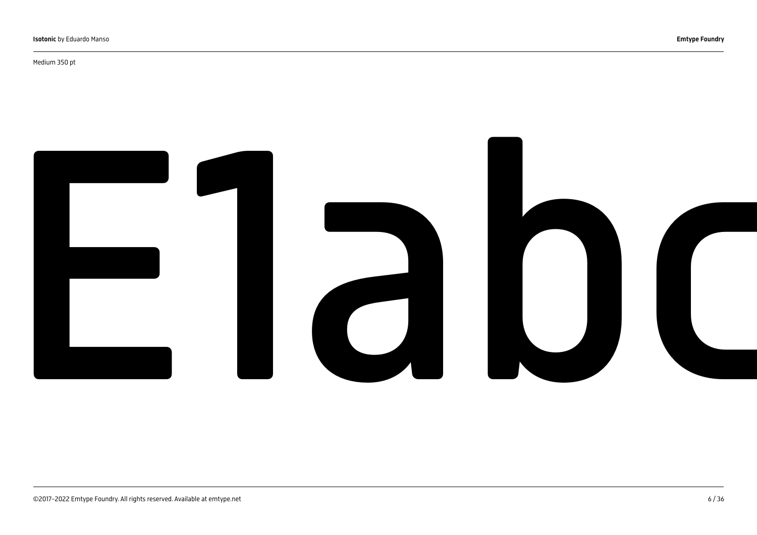Medium 350 pt

E1abc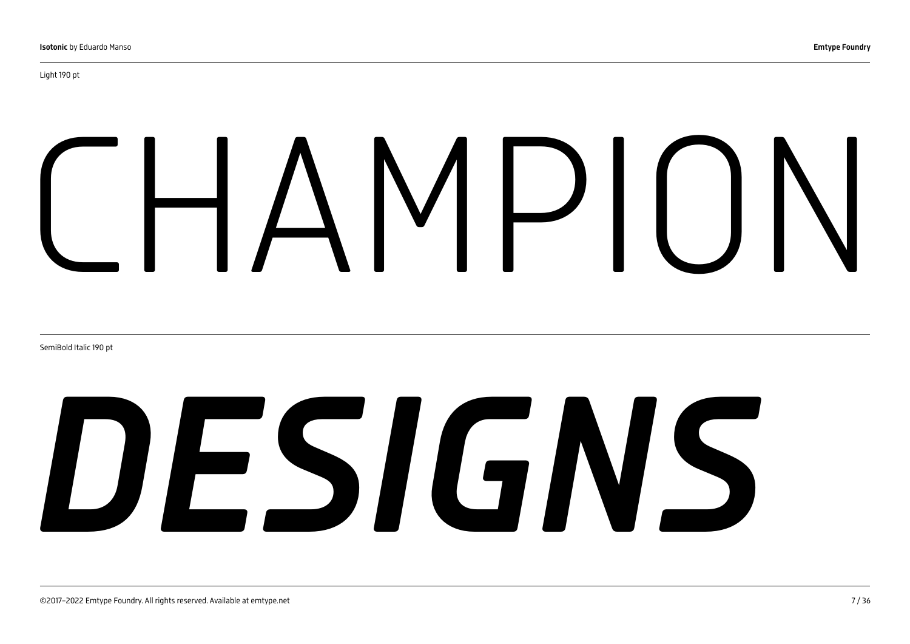Light 190 pt

CHAMPION

SemiBold Italic 190 pt

***DESIGNS***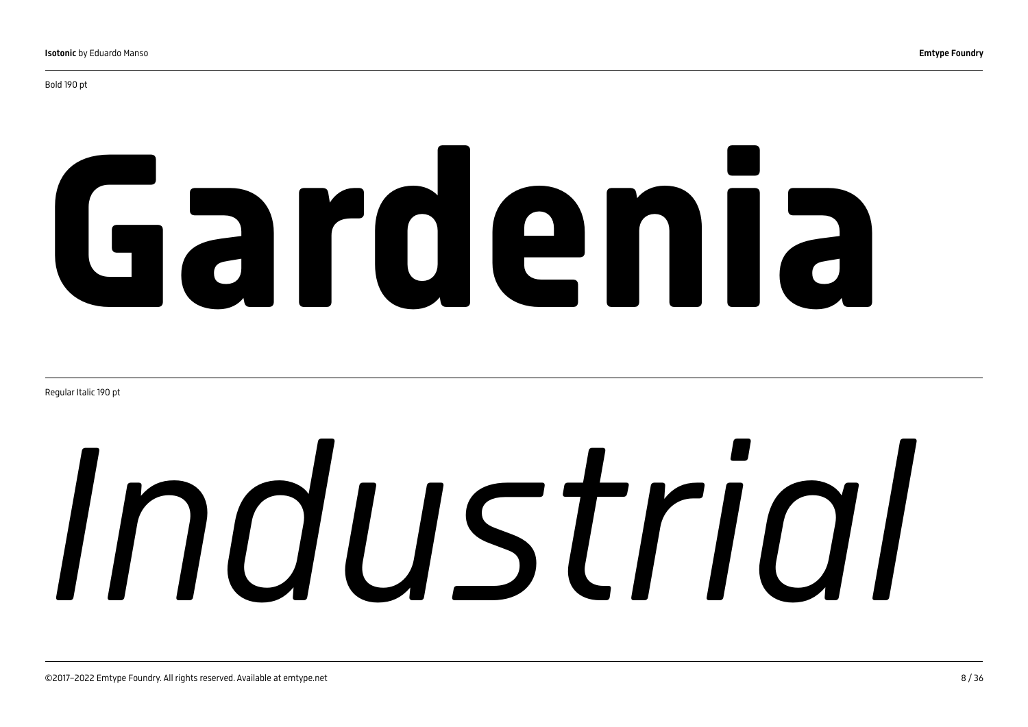Bold 190 pt

# Gardenia

Regular Italic 190 pt

# *Industrial*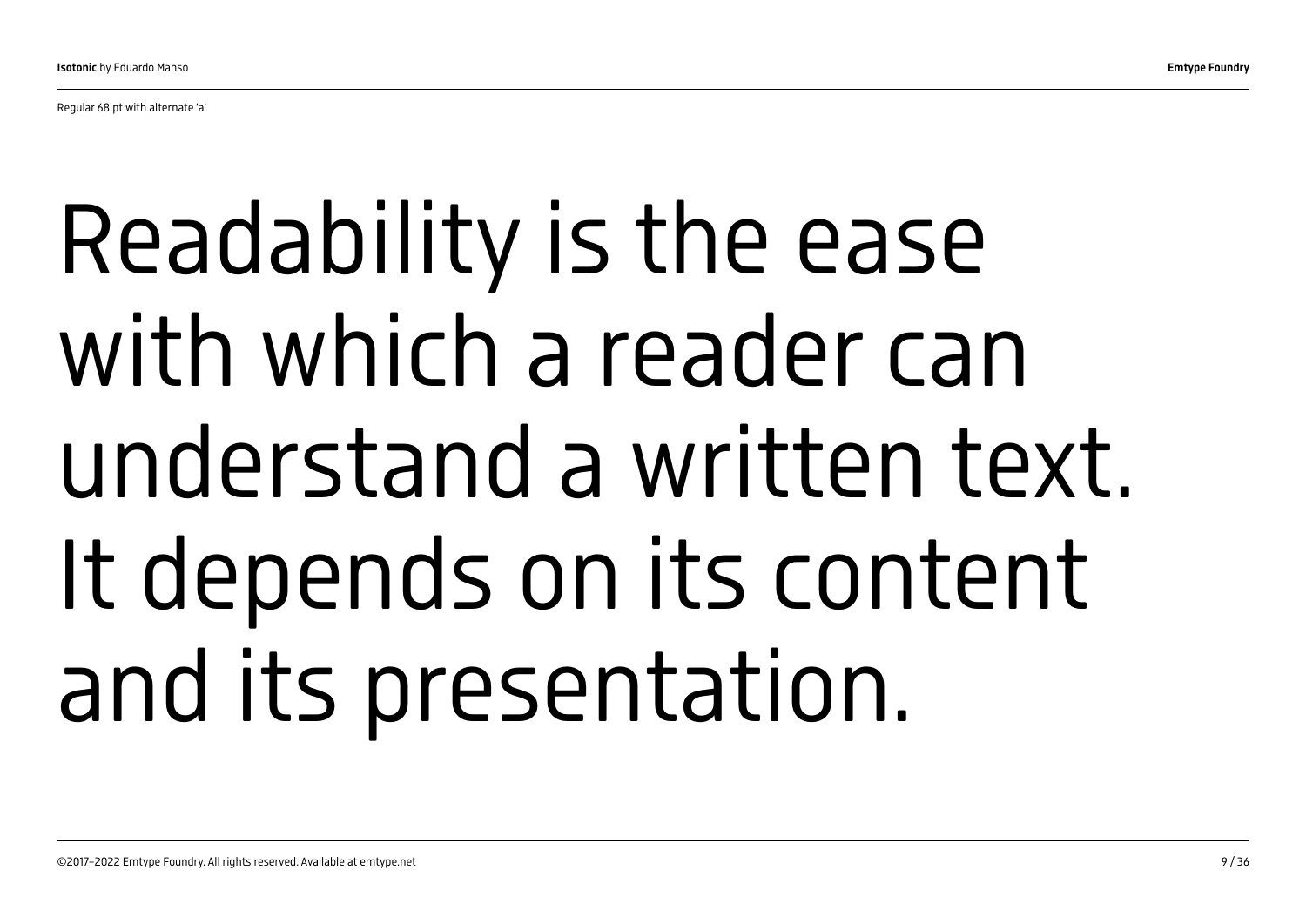Regular 68 pt with alternate 'a'

Readability is the ease with which a reader can understand a written text. It depends on its content and its presentation.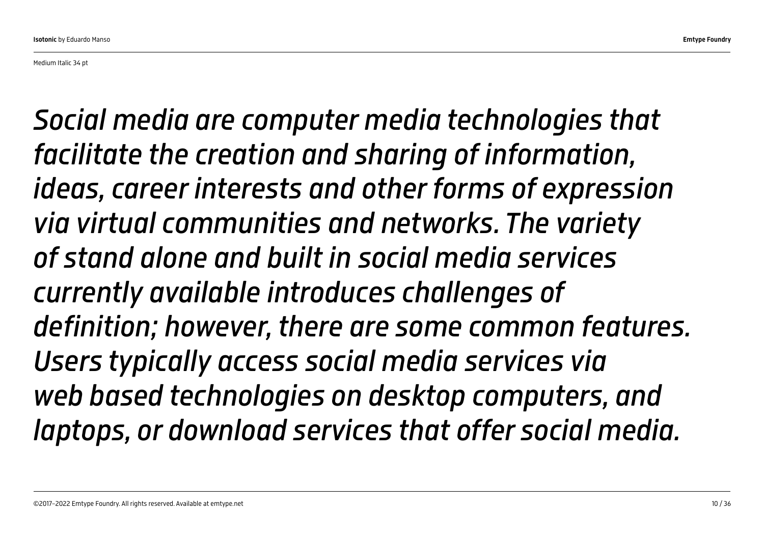Medium Italic 34 pt

*Social media are computer media technologies that facilitate the creation and sharing of information, ideas, career interests and other forms of expression via virtual communities and networks. The variety of stand alone and built in social media services currently available introduces challenges of definition; however, there are some common features. Users typically access social media services via web based technologies on desktop computers, and laptops, or download services that offer social media.*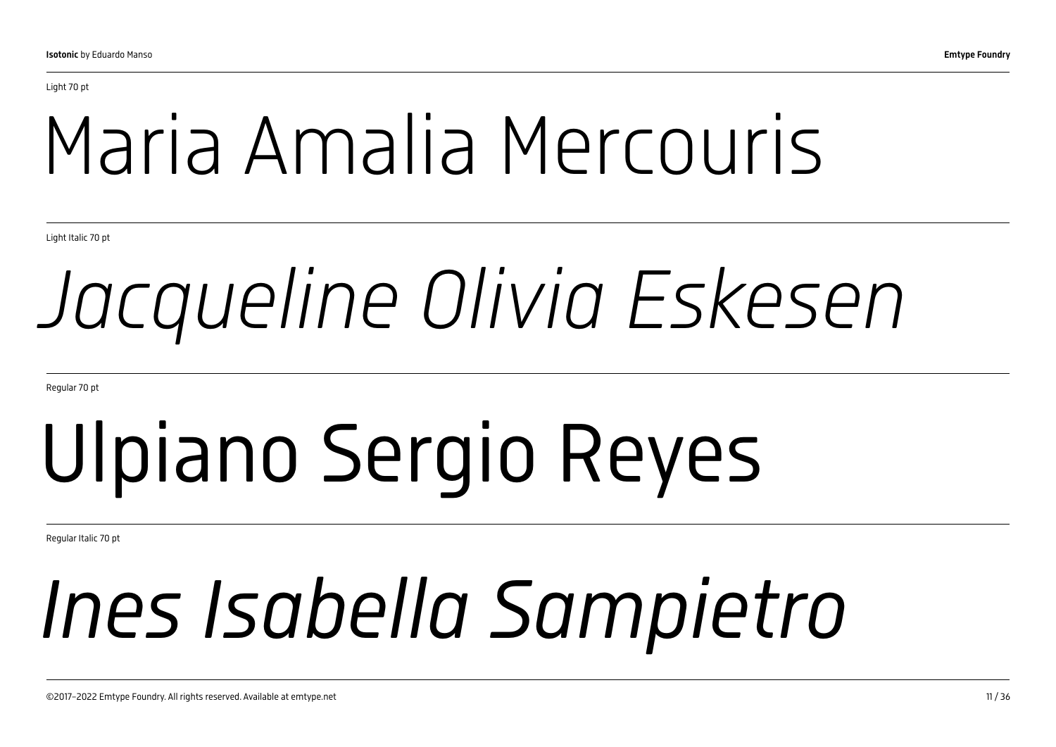Light 70 pt

# Maria Amalia Mercouris

Light Italic 70 pt

# *Jacqueline Olivia Eskesen*

Regular 70 pt

# Ulpiano Sergio Reyes

Regular Italic 70 pt

# *Ines Isabella Sampietro*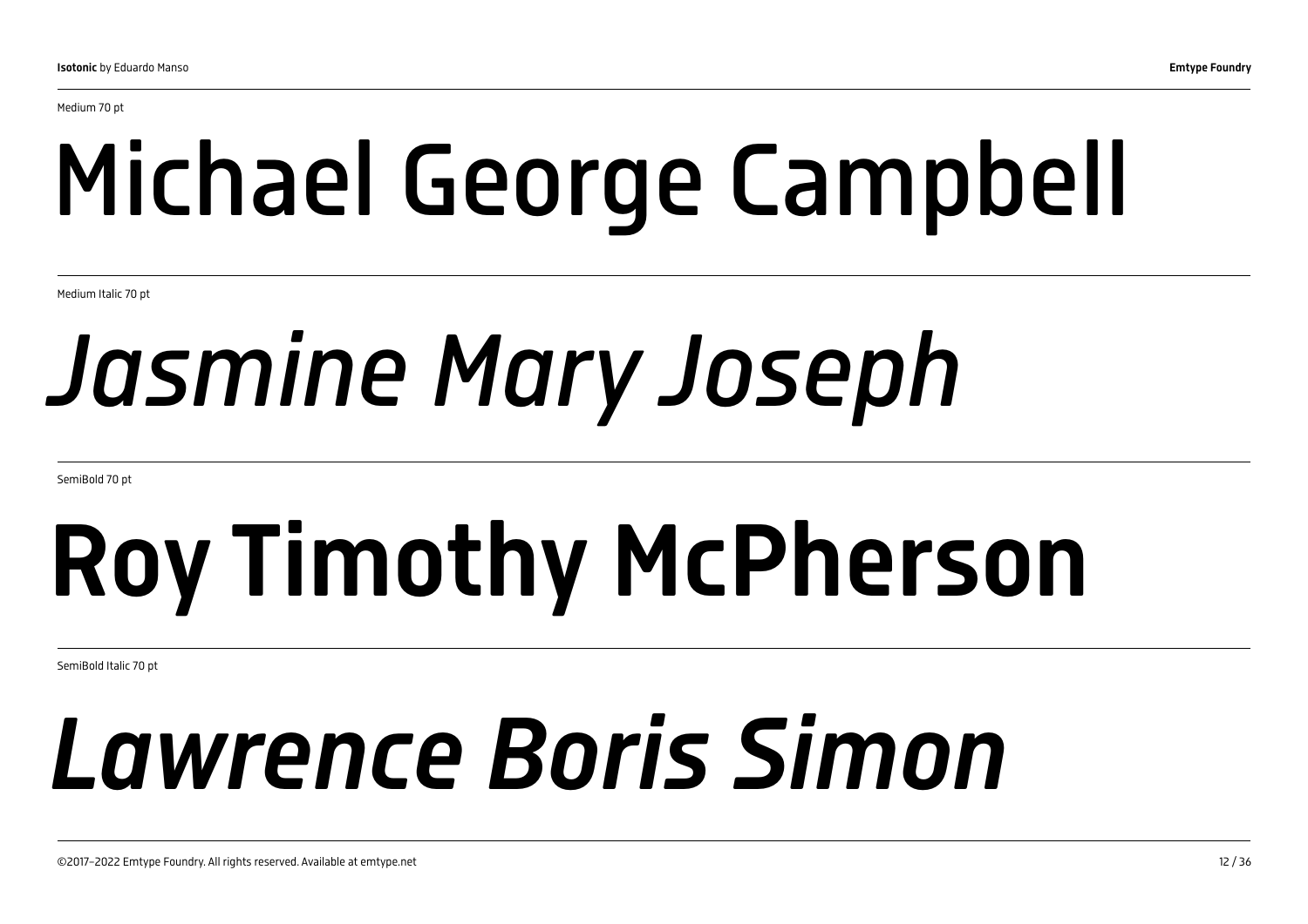Medium 70 pt

Michael George Campbell

Medium Italic 70 pt

*Jasmine Mary Joseph*

SemiBold 70 pt

**Roy Timothy McPherson**

SemiBold Italic 70 pt

***Lawrence Boris Simon***

©2017–2022 Emtype Foundry. All rights reserved. Available at emtype.net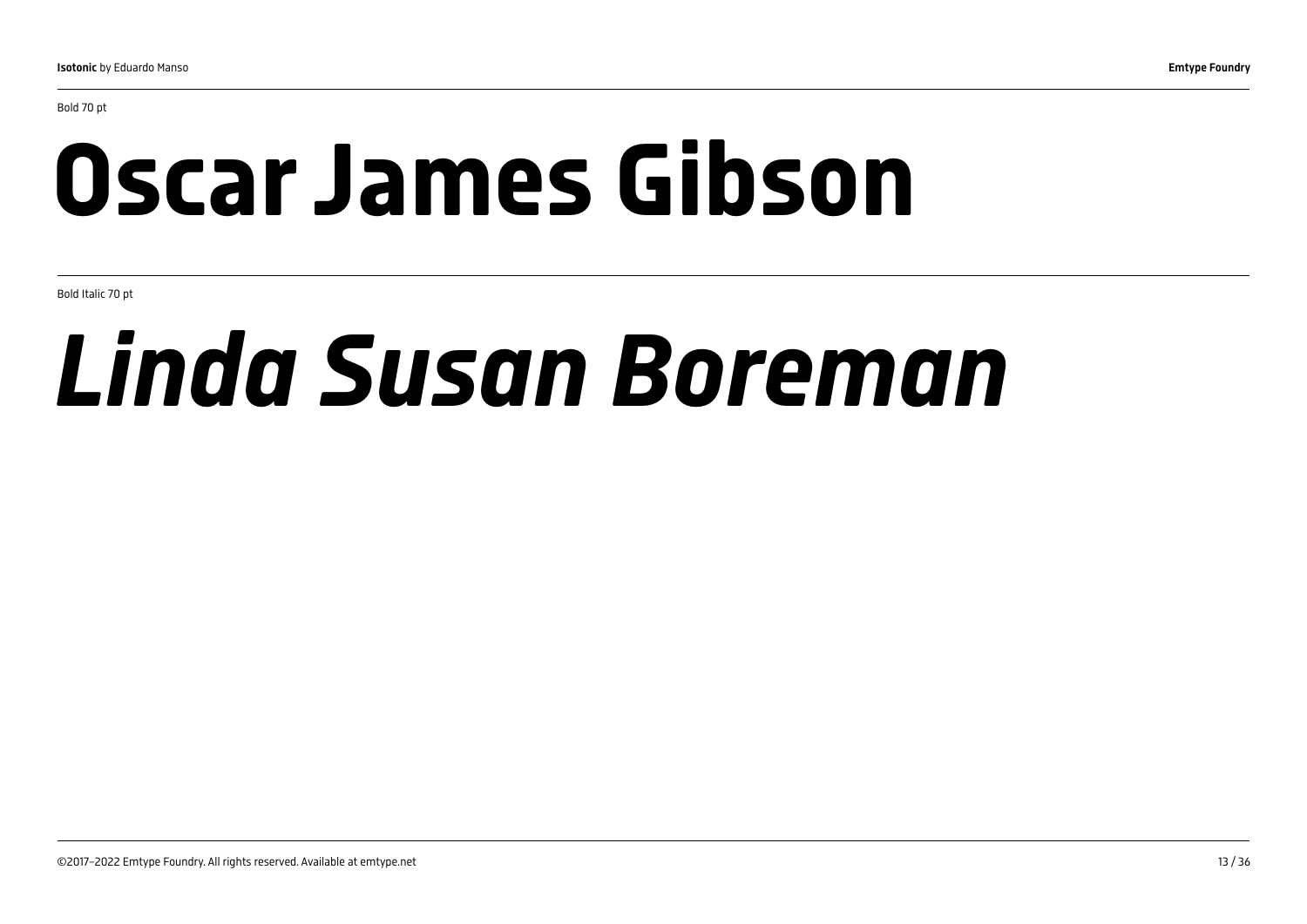Bold 70 pt

# Oscar James Gibson

Bold Italic 70 pt

# *Linda Susan Boreman*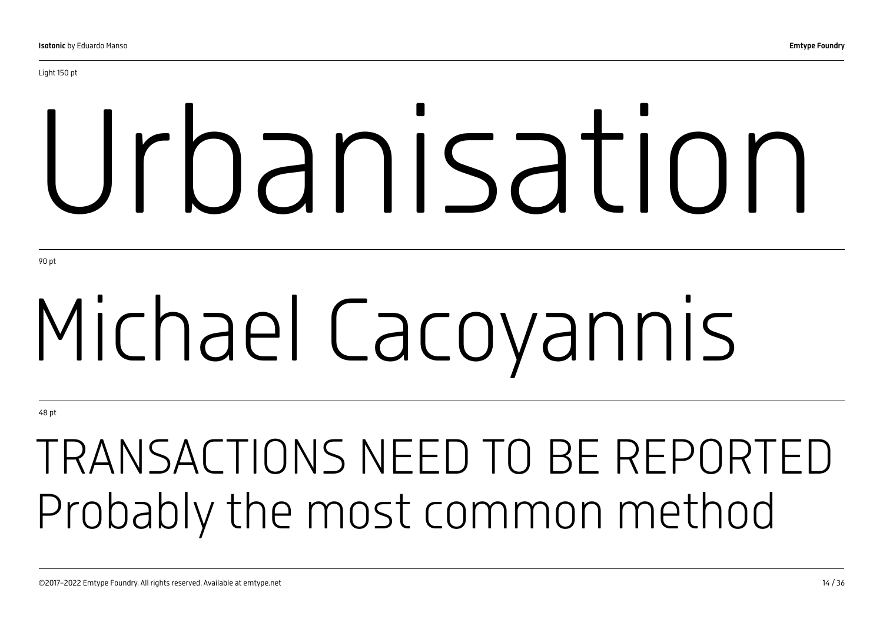Light 150 pt

# Urbanisation

90 pt

# Michael Cacoyannis

48 pt

## TRANSACTIONS NEED TO BE REPORTED
## Probably the most common method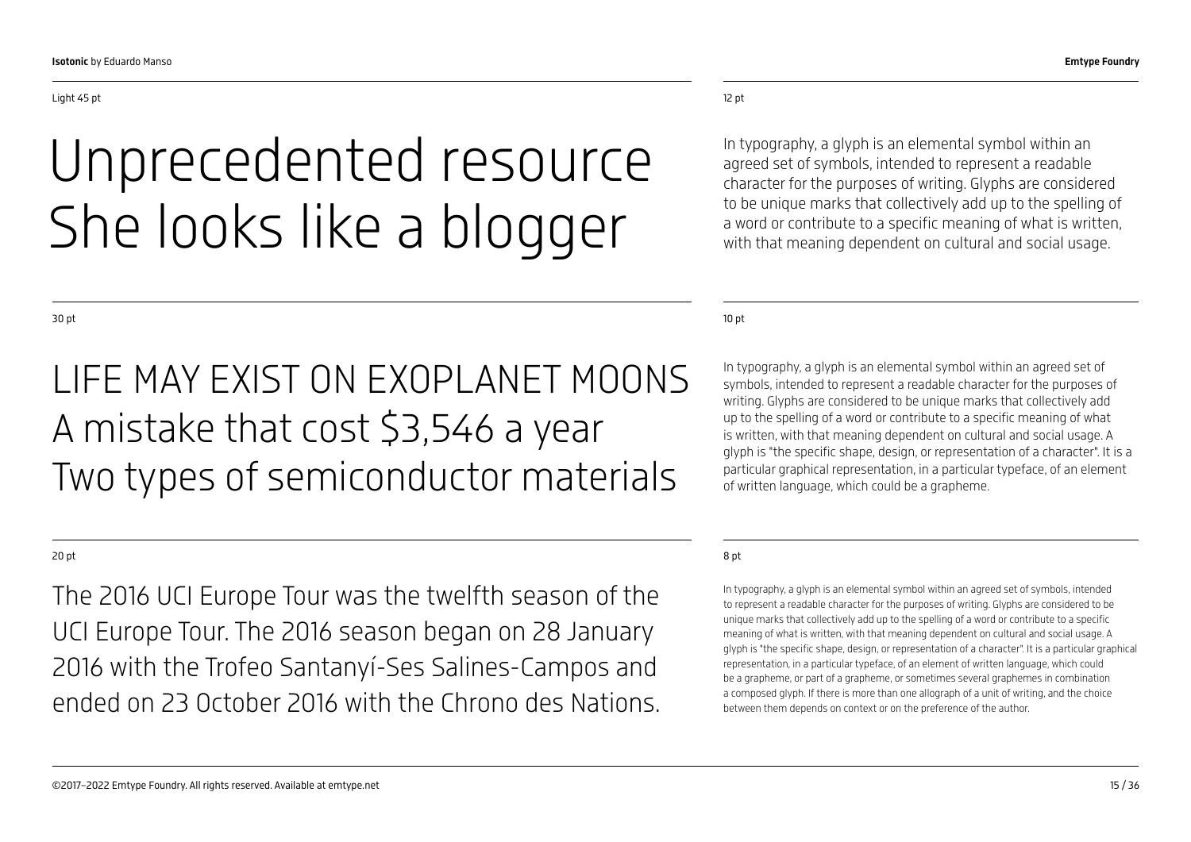Light 45 pt

Unprecedented resource
She looks like a blogger

12 pt

In typography, a glyph is an elemental symbol within an agreed set of symbols, intended to represent a readable character for the purposes of writing. Glyphs are considered to be unique marks that collectively add up to the spelling of a word or contribute to a specific meaning of what is written, with that meaning dependent on cultural and social usage.

30 pt

LIFE MAY EXIST ON EXOPLANET MOONS
A mistake that cost $3,546 a year
Two types of semiconductor materials

10 pt

In typography, a glyph is an elemental symbol within an agreed set of symbols, intended to represent a readable character for the purposes of writing. Glyphs are considered to be unique marks that collectively add up to the spelling of a word or contribute to a specific meaning of what is written, with that meaning dependent on cultural and social usage. A glyph is "the specific shape, design, or representation of a character". It is a particular graphical representation, in a particular typeface, of an element of written language, which could be a grapheme.

20 pt

The 2016 UCI Europe Tour was the twelfth season of the UCI Europe Tour. The 2016 season began on 28 January 2016 with the Trofeo Santanyí-Ses Salines-Campos and ended on 23 October 2016 with the Chrono des Nations.

8 pt

In typography, a glyph is an elemental symbol within an agreed set of symbols, intended to represent a readable character for the purposes of writing. Glyphs are considered to be unique marks that collectively add up to the spelling of a word or contribute to a specific meaning of what is written, with that meaning dependent on cultural and social usage. A glyph is "the specific shape, design, or representation of a character". It is a particular graphical representation, in a particular typeface, of an element of written language, which could be a grapheme, or part of a grapheme, or sometimes several graphemes in combination a composed glyph. If there is more than one allograph of a unit of writing, and the choice between them depends on context or on the preference of the author.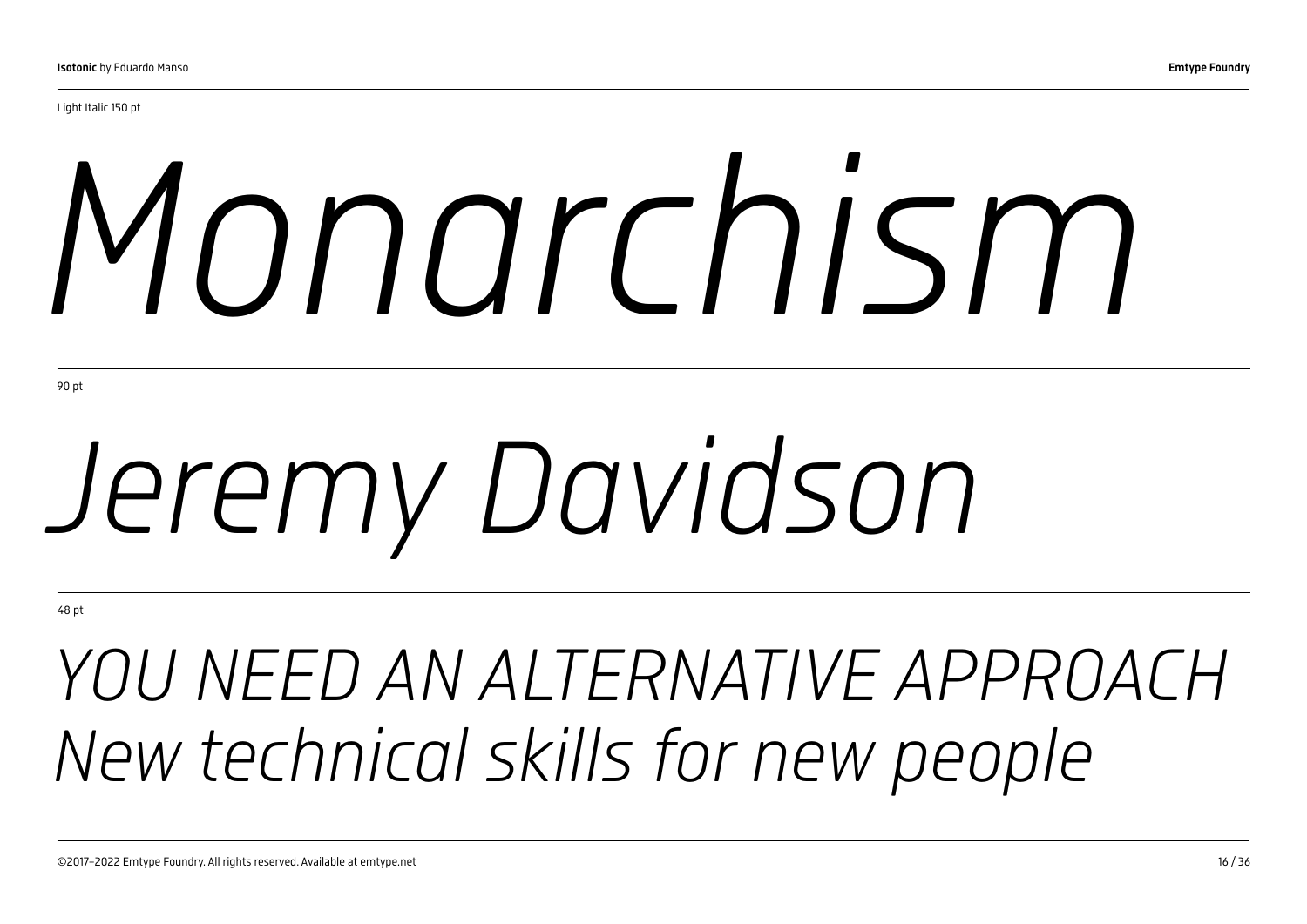Light Italic 150 pt

*Monarchism*

90 pt

*Jeremy Davidson*

48 pt

*YOU NEED AN ALTERNATIVE APPROACH*
*New technical skills for new people*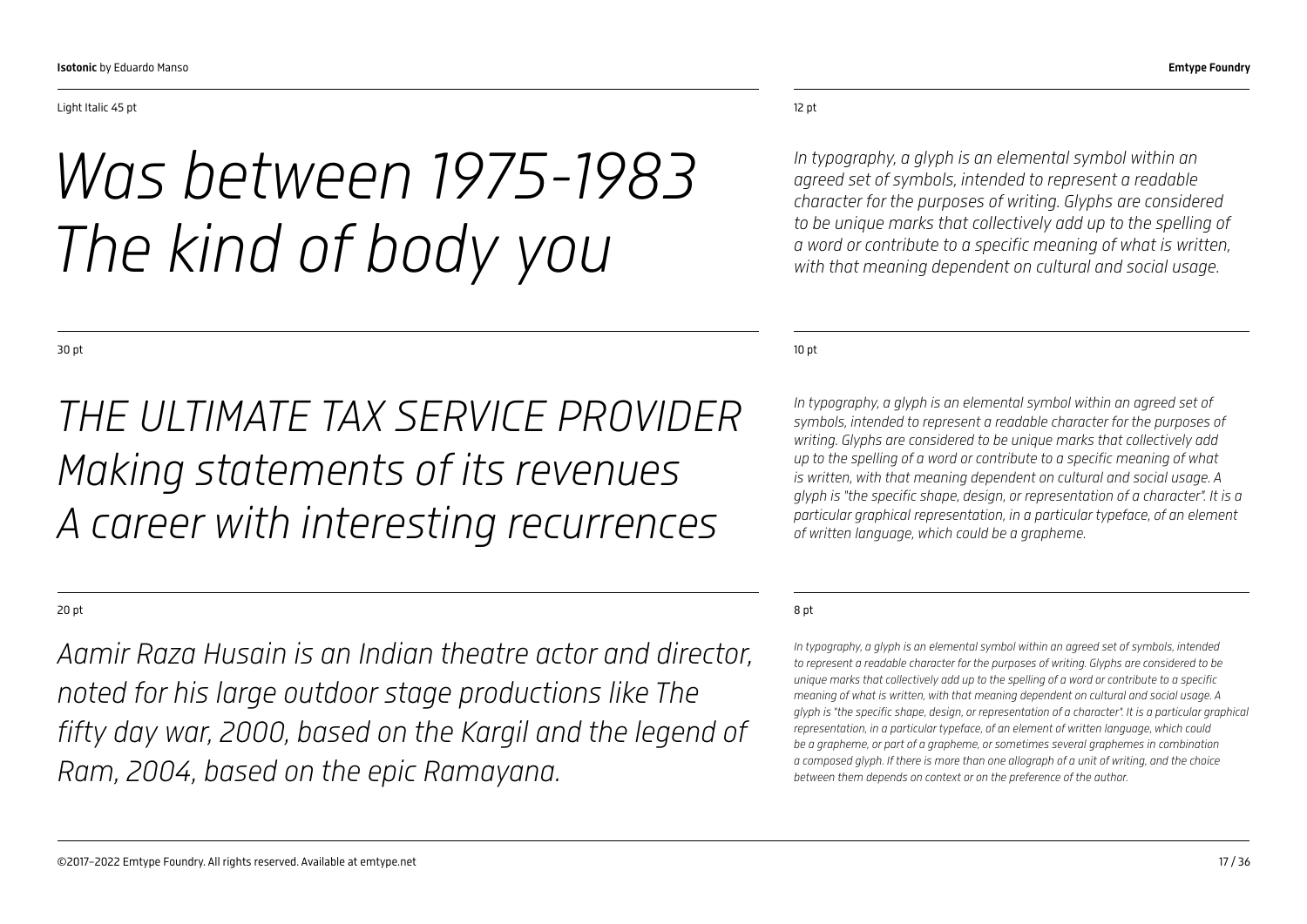Light Italic 45 pt

*Was between 1975-1983*
*The kind of body you*

12 pt

*In typography, a glyph is an elemental symbol within an agreed set of symbols, intended to represent a readable character for the purposes of writing. Glyphs are considered to be unique marks that collectively add up to the spelling of a word or contribute to a specific meaning of what is written, with that meaning dependent on cultural and social usage.*

30 pt

*THE ULTIMATE TAX SERVICE PROVIDER*
*Making statements of its revenues*
*A career with interesting recurrences*

10 pt

*In typography, a glyph is an elemental symbol within an agreed set of symbols, intended to represent a readable character for the purposes of writing. Glyphs are considered to be unique marks that collectively add up to the spelling of a word or contribute to a specific meaning of what is written, with that meaning dependent on cultural and social usage. A glyph is "the specific shape, design, or representation of a character". It is a particular graphical representation, in a particular typeface, of an element of written language, which could be a grapheme.*

20 pt

*Aamir Raza Husain is an Indian theatre actor and director, noted for his large outdoor stage productions like The fifty day war, 2000, based on the Kargil and the legend of Ram, 2004, based on the epic Ramayana.*

8 pt

*In typography, a glyph is an elemental symbol within an agreed set of symbols, intended to represent a readable character for the purposes of writing. Glyphs are considered to be unique marks that collectively add up to the spelling of a word or contribute to a specific meaning of what is written, with that meaning dependent on cultural and social usage. A glyph is "the specific shape, design, or representation of a character". It is a particular graphical representation, in a particular typeface, of an element of written language, which could be a grapheme, or part of a grapheme, or sometimes several graphemes in combination a composed glyph. If there is more than one allograph of a unit of writing, and the choice between them depends on context or on the preference of the author.*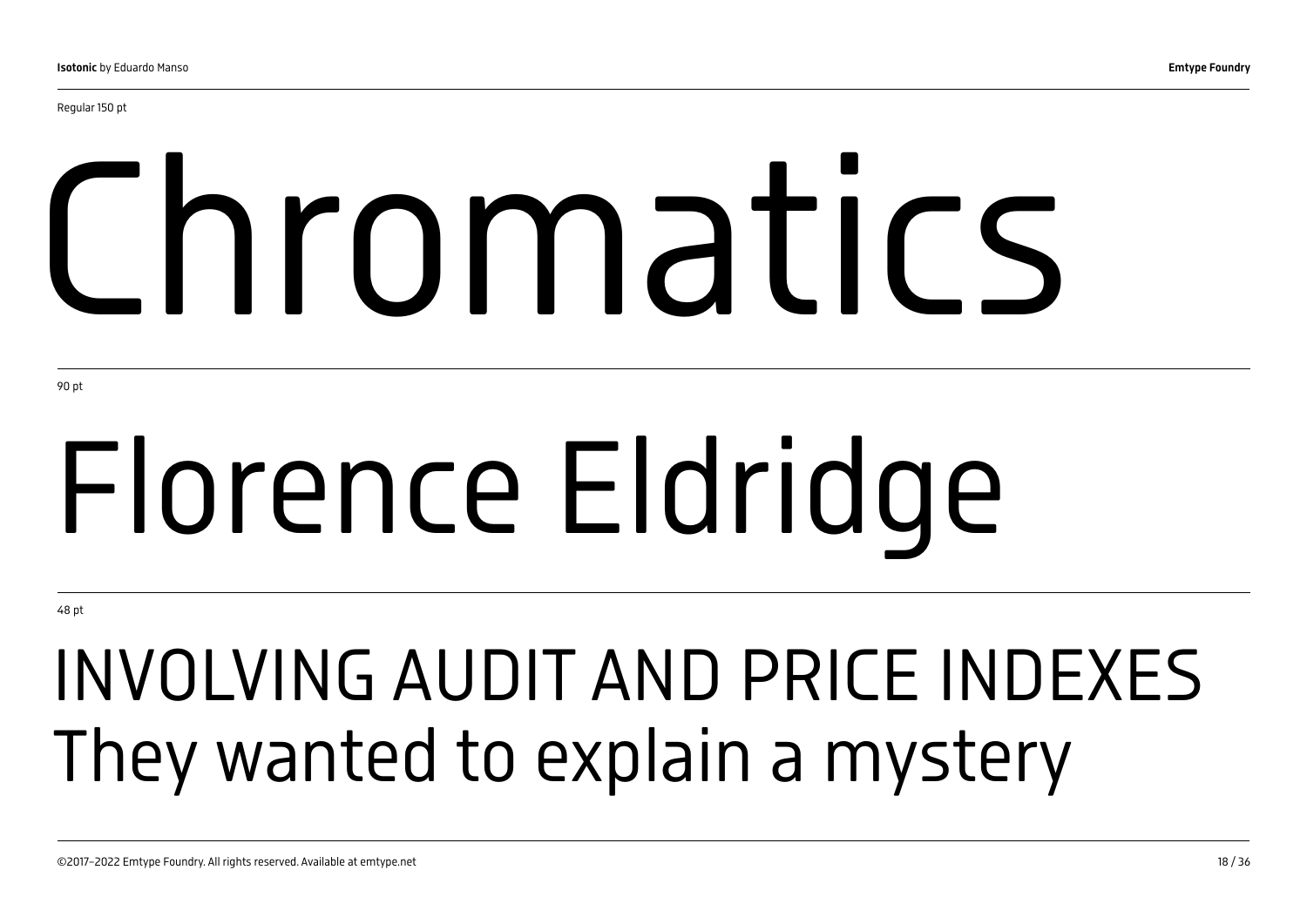Regular 150 pt

# Chromatics

90 pt

# Florence Eldridge

48 pt

## INVOLVING AUDIT AND PRICE INDEXES
## They wanted to explain a mystery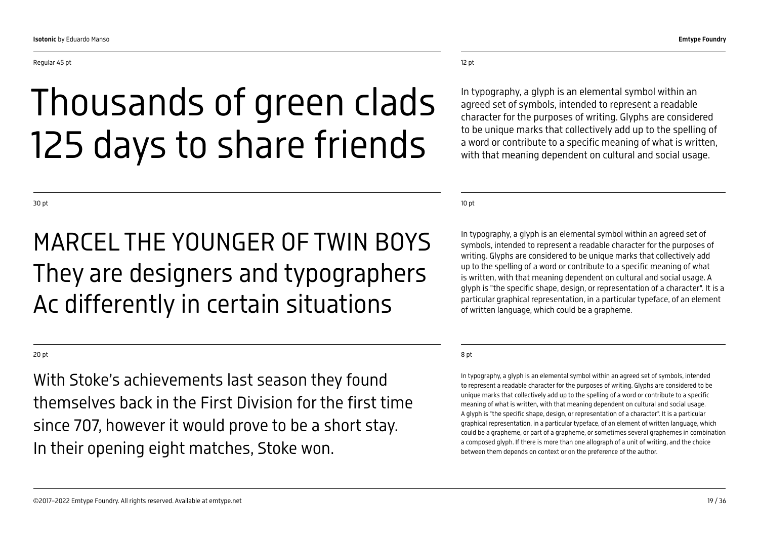Regular 45 pt

# Thousands of green clads 125 days to share friends

12 pt

In typography, a glyph is an elemental symbol within an agreed set of symbols, intended to represent a readable character for the purposes of writing. Glyphs are considered to be unique marks that collectively add up to the spelling of a word or contribute to a specific meaning of what is written, with that meaning dependent on cultural and social usage.

30 pt

## MARCEL THE YOUNGER OF TWIN BOYS They are designers and typographers Ac differently in certain situations

10 pt

In typography, a glyph is an elemental symbol within an agreed set of symbols, intended to represent a readable character for the purposes of writing. Glyphs are considered to be unique marks that collectively add up to the spelling of a word or contribute to a specific meaning of what is written, with that meaning dependent on cultural and social usage. A glyph is "the specific shape, design, or representation of a character". It is a particular graphical representation, in a particular typeface, of an element of written language, which could be a grapheme.

20 pt

With Stoke's achievements last season they found themselves back in the First Division for the first time since 707, however it would prove to be a short stay. In their opening eight matches, Stoke won.

8 pt

In typography, a glyph is an elemental symbol within an agreed set of symbols, intended to represent a readable character for the purposes of writing. Glyphs are considered to be unique marks that collectively add up to the spelling of a word or contribute to a specific meaning of what is written, with that meaning dependent on cultural and social usage. A glyph is "the specific shape, design, or representation of a character". It is a particular graphical representation, in a particular typeface, of an element of written language, which could be a grapheme, or part of a grapheme, or sometimes several graphemes in combination a composed glyph. If there is more than one allograph of a unit of writing, and the choice between them depends on context or on the preference of the author.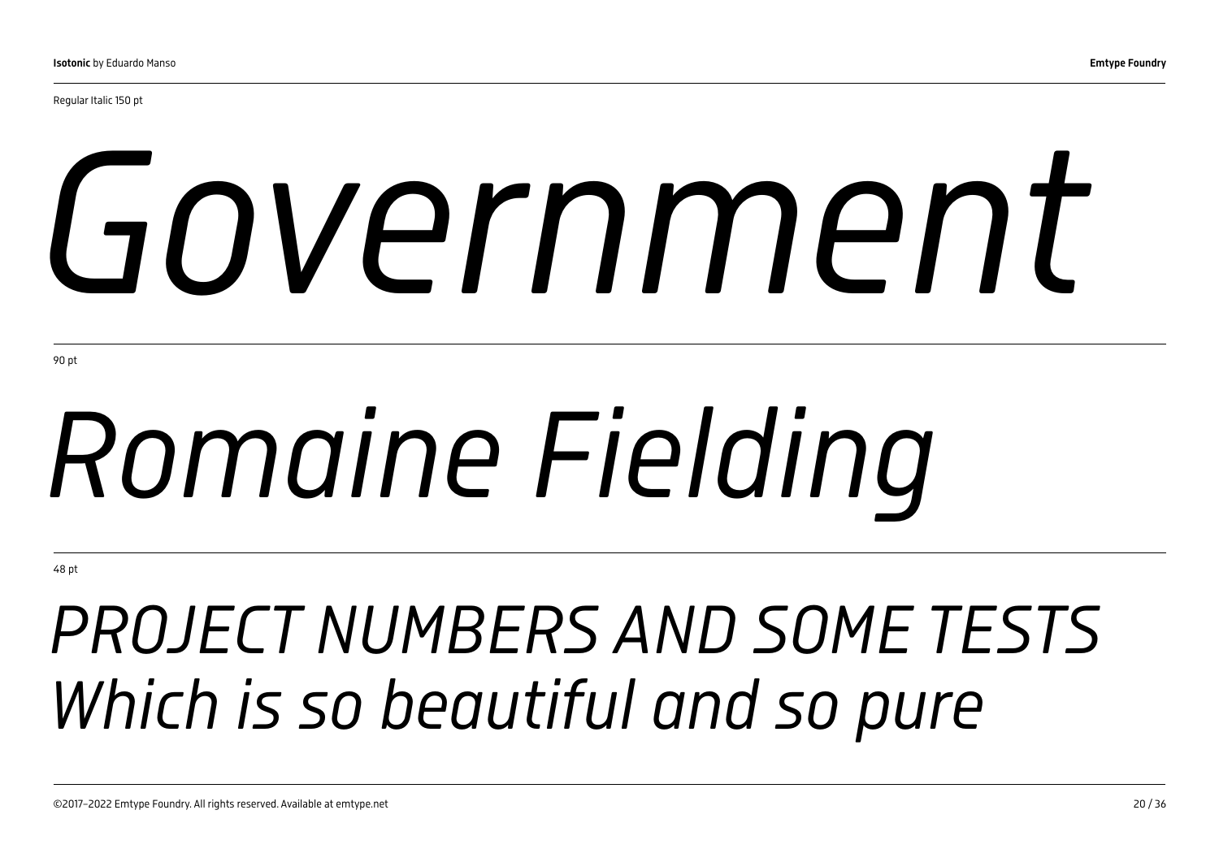Regular Italic 150 pt

*Government*

90 pt

*Romaine Fielding*

48 pt

*PROJECT NUMBERS AND SOME TESTS*
*Which is so beautiful and so pure*

©2017–2022 Emtype Foundry. All rights reserved. Available at emtype.net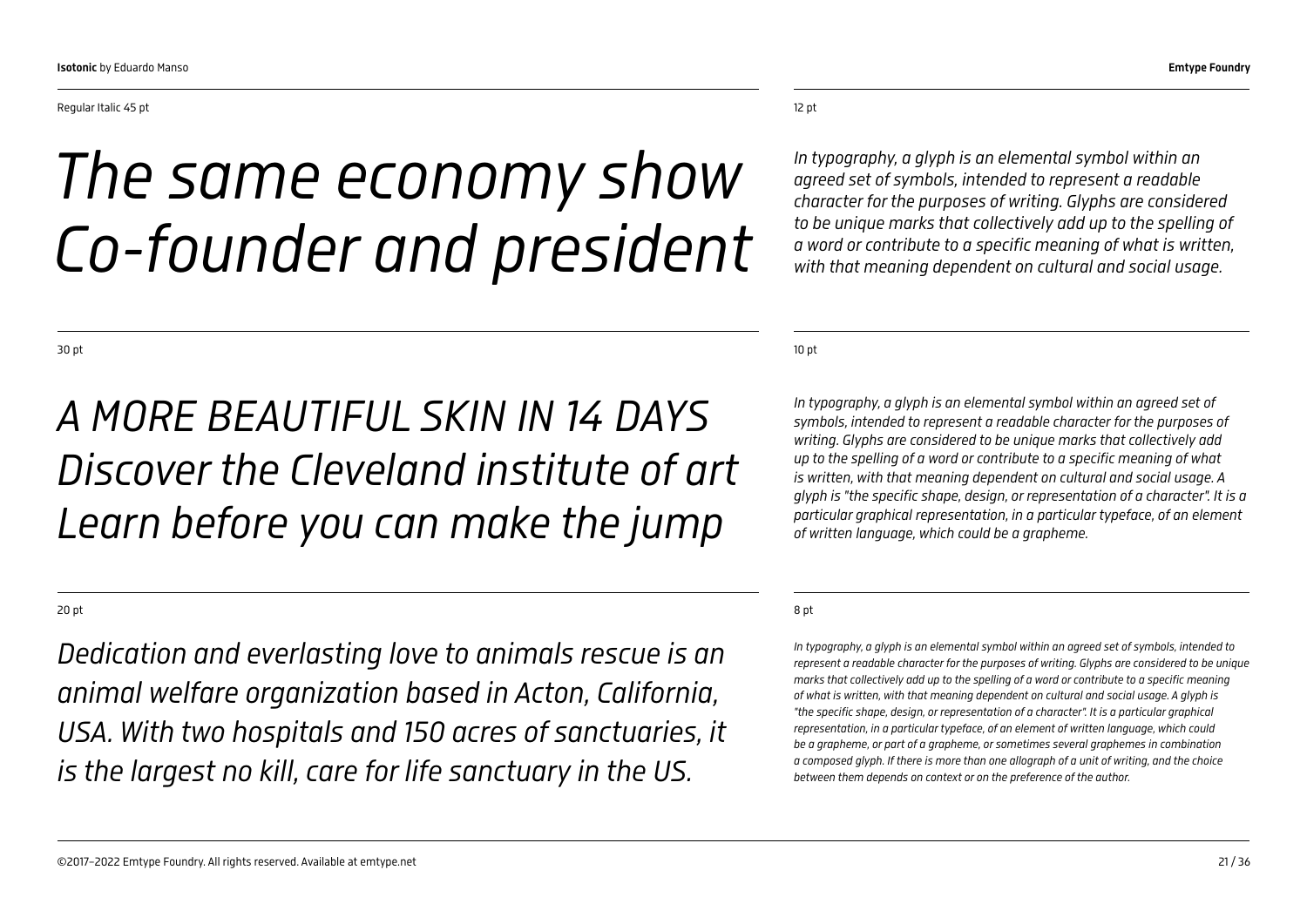Regular Italic 45 pt

*The same economy show Co-founder and president*

12 pt

*In typography, a glyph is an elemental symbol within an agreed set of symbols, intended to represent a readable character for the purposes of writing. Glyphs are considered to be unique marks that collectively add up to the spelling of a word or contribute to a specific meaning of what is written, with that meaning dependent on cultural and social usage.*

30 pt

*A MORE BEAUTIFUL SKIN IN 14 DAYS Discover the Cleveland institute of art Learn before you can make the jump*

10 pt

*In typography, a glyph is an elemental symbol within an agreed set of symbols, intended to represent a readable character for the purposes of writing. Glyphs are considered to be unique marks that collectively add up to the spelling of a word or contribute to a specific meaning of what is written, with that meaning dependent on cultural and social usage. A glyph is "the specific shape, design, or representation of a character". It is a particular graphical representation, in a particular typeface, of an element of written language, which could be a grapheme.*

20 pt

*Dedication and everlasting love to animals rescue is an animal welfare organization based in Acton, California, USA. With two hospitals and 150 acres of sanctuaries, it is the largest no kill, care for life sanctuary in the US.*

8 pt

*In typography, a glyph is an elemental symbol within an agreed set of symbols, intended to represent a readable character for the purposes of writing. Glyphs are considered to be unique marks that collectively add up to the spelling of a word or contribute to a specific meaning of what is written, with that meaning dependent on cultural and social usage. A glyph is "the specific shape, design, or representation of a character". It is a particular graphical representation, in a particular typeface, of an element of written language, which could be a grapheme, or part of a grapheme, or sometimes several graphemes in combination a composed glyph. If there is more than one allograph of a unit of writing, and the choice between them depends on context or on the preference of the author.*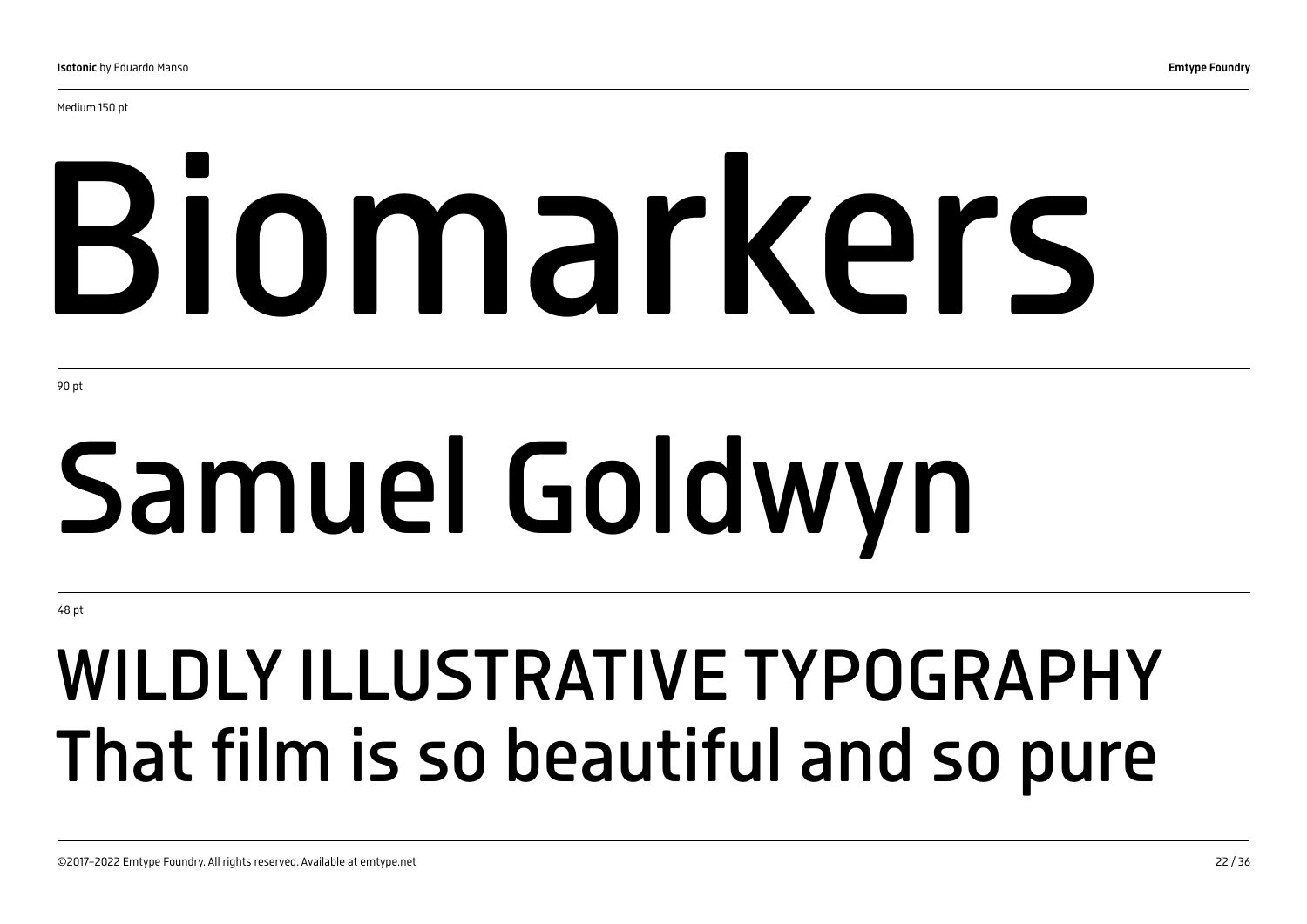Medium 150 pt

Biomarkers

90 pt

Samuel Goldwyn

48 pt

WILDLY ILLUSTRATIVE TYPOGRAPHY
That film is so beautiful and so pure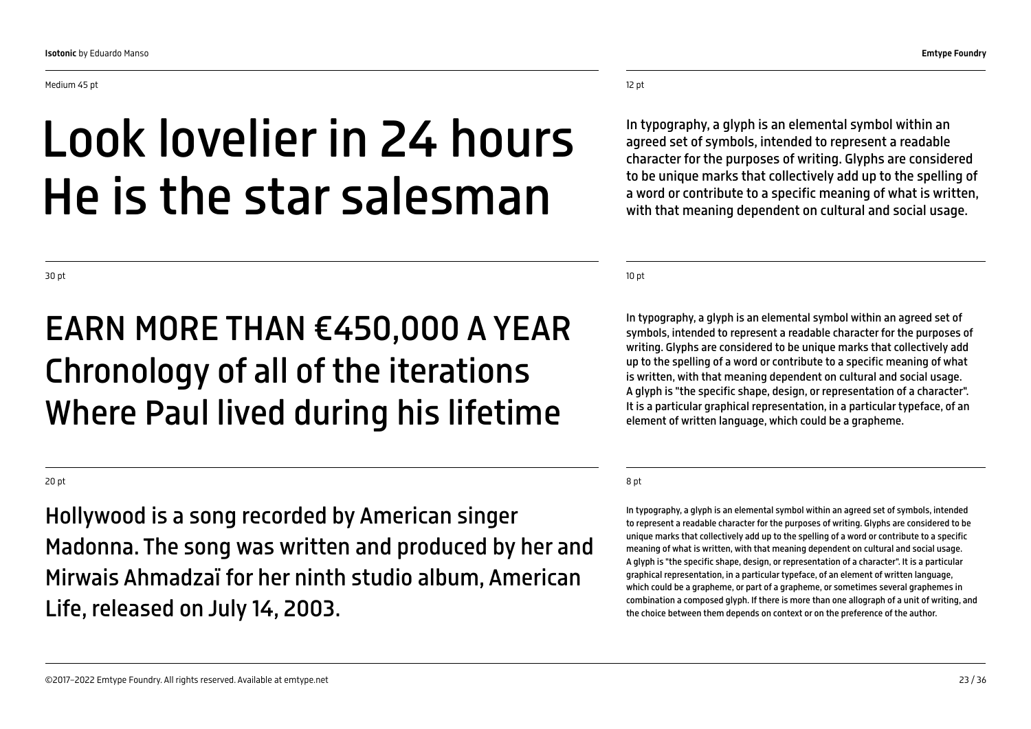Medium 45 pt

Look lovelier in 24 hours
He is the star salesman

12 pt

In typography, a glyph is an elemental symbol within an agreed set of symbols, intended to represent a readable character for the purposes of writing. Glyphs are considered to be unique marks that collectively add up to the spelling of a word or contribute to a specific meaning of what is written, with that meaning dependent on cultural and social usage.

30 pt

EARN MORE THAN €450,000 A YEAR
Chronology of all of the iterations
Where Paul lived during his lifetime

10 pt

In typography, a glyph is an elemental symbol within an agreed set of symbols, intended to represent a readable character for the purposes of writing. Glyphs are considered to be unique marks that collectively add up to the spelling of a word or contribute to a specific meaning of what is written, with that meaning dependent on cultural and social usage. A glyph is "the specific shape, design, or representation of a character". It is a particular graphical representation, in a particular typeface, of an element of written language, which could be a grapheme.

20 pt

Hollywood is a song recorded by American singer Madonna. The song was written and produced by her and Mirwais Ahmadzaï for her ninth studio album, American Life, released on July 14, 2003.

8 pt

In typography, a glyph is an elemental symbol within an agreed set of symbols, intended to represent a readable character for the purposes of writing. Glyphs are considered to be unique marks that collectively add up to the spelling of a word or contribute to a specific meaning of what is written, with that meaning dependent on cultural and social usage. A glyph is "the specific shape, design, or representation of a character". It is a particular graphical representation, in a particular typeface, of an element of written language, which could be a grapheme, or part of a grapheme, or sometimes several graphemes in combination a composed glyph. If there is more than one allograph of a unit of writing, and the choice between them depends on context or on the preference of the author.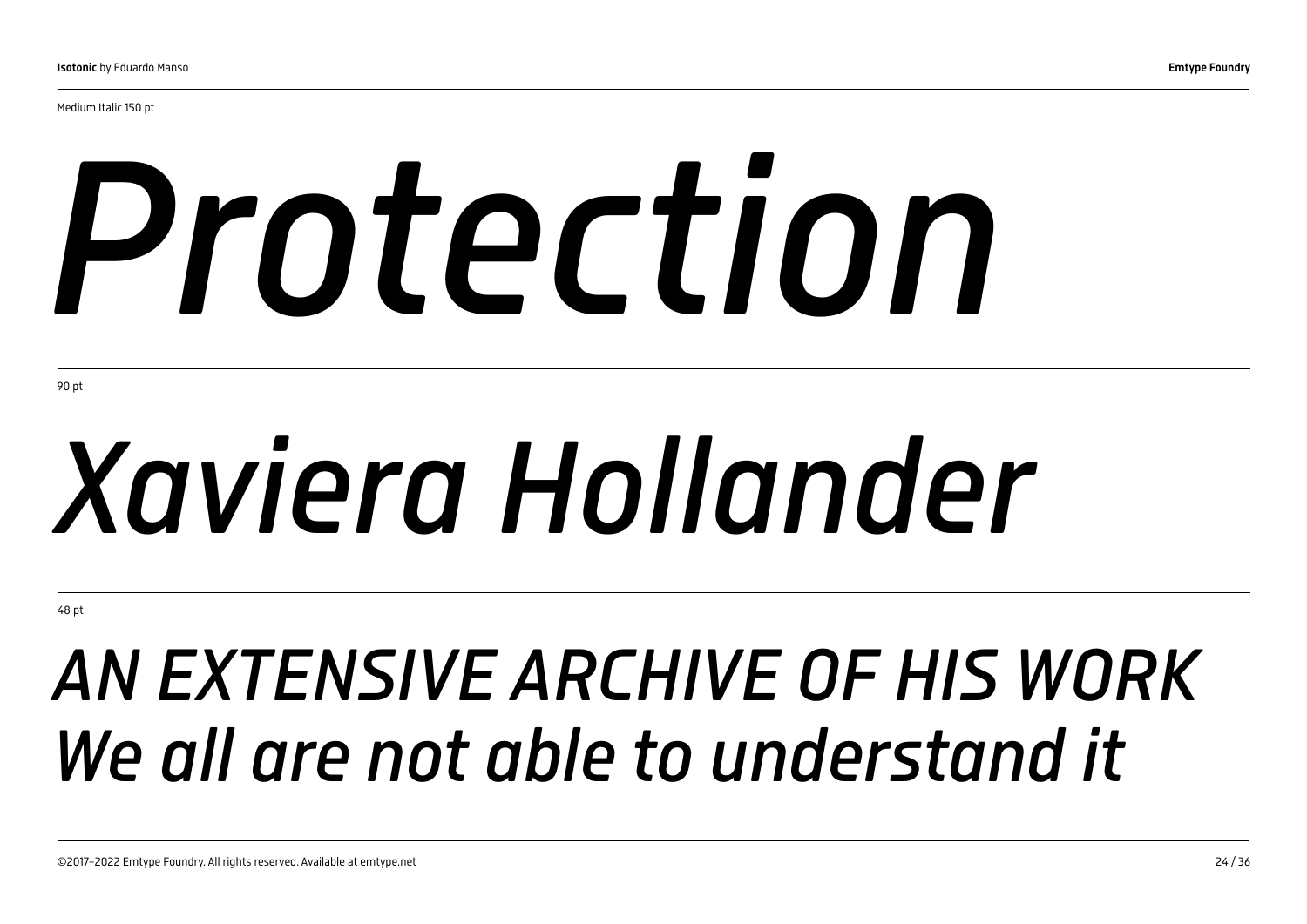Medium Italic 150 pt

*Protection*

90 pt

*Xaviera Hollander*

48 pt

*AN EXTENSIVE ARCHIVE OF HIS WORK*
*We all are not able to understand it*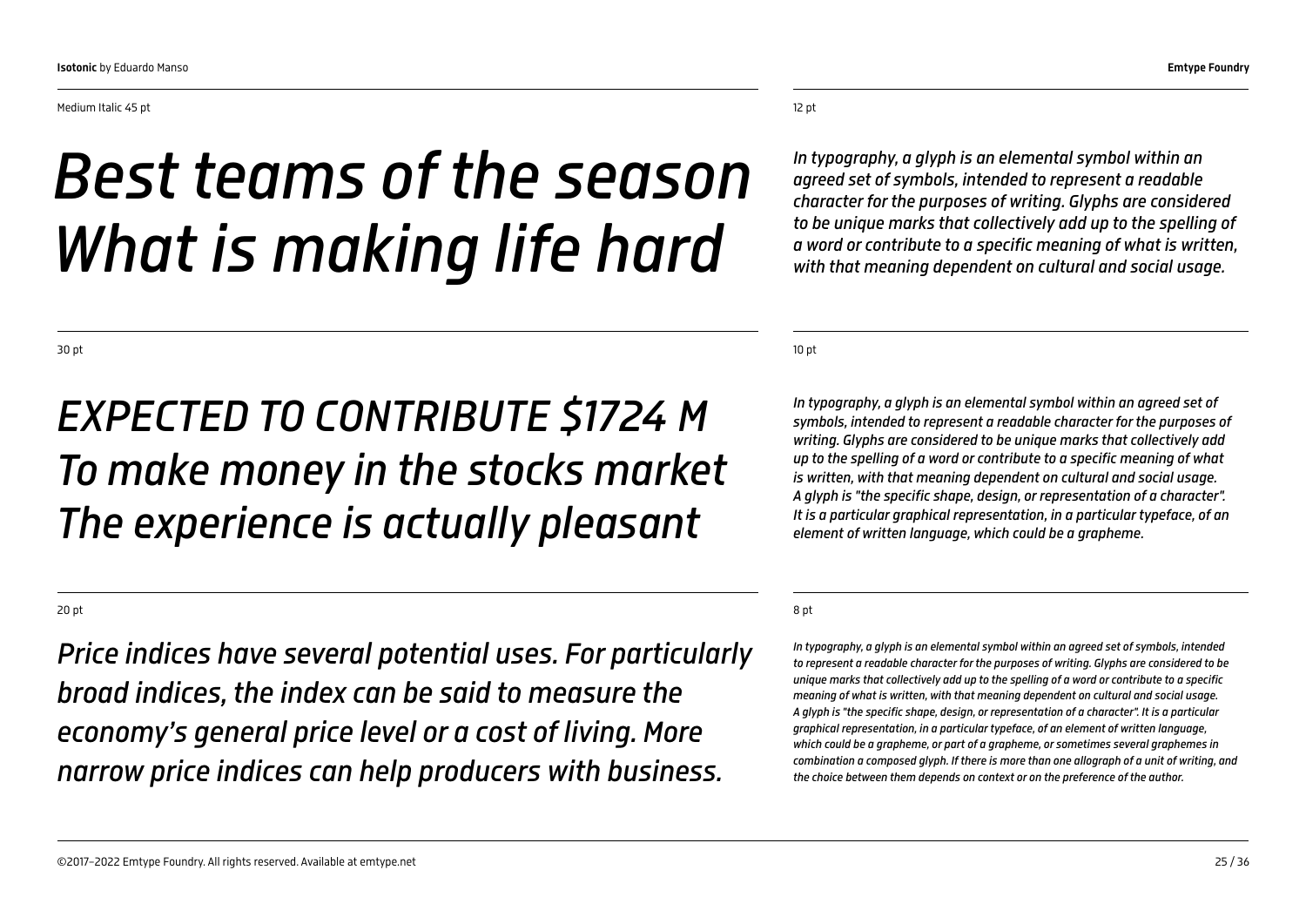Medium Italic 45 pt

*Best teams of the season*
*What is making life hard*

12 pt

*In typography, a glyph is an elemental symbol within an agreed set of symbols, intended to represent a readable character for the purposes of writing. Glyphs are considered to be unique marks that collectively add up to the spelling of a word or contribute to a specific meaning of what is written, with that meaning dependent on cultural and social usage.*

30 pt

*EXPECTED TO CONTRIBUTE $1724 M*
*To make money in the stocks market*
*The experience is actually pleasant*

10 pt

*In typography, a glyph is an elemental symbol within an agreed set of symbols, intended to represent a readable character for the purposes of writing. Glyphs are considered to be unique marks that collectively add up to the spelling of a word or contribute to a specific meaning of what is written, with that meaning dependent on cultural and social usage. A glyph is "the specific shape, design, or representation of a character". It is a particular graphical representation, in a particular typeface, of an element of written language, which could be a grapheme.*

20 pt

*Price indices have several potential uses. For particularly broad indices, the index can be said to measure the economy's general price level or a cost of living. More narrow price indices can help producers with business.*

8 pt

*In typography, a glyph is an elemental symbol within an agreed set of symbols, intended to represent a readable character for the purposes of writing. Glyphs are considered to be unique marks that collectively add up to the spelling of a word or contribute to a specific meaning of what is written, with that meaning dependent on cultural and social usage. A glyph is "the specific shape, design, or representation of a character". It is a particular graphical representation, in a particular typeface, of an element of written language, which could be a grapheme, or part of a grapheme, or sometimes several graphemes in combination a composed glyph. If there is more than one allograph of a unit of writing, and the choice between them depends on context or on the preference of the author.*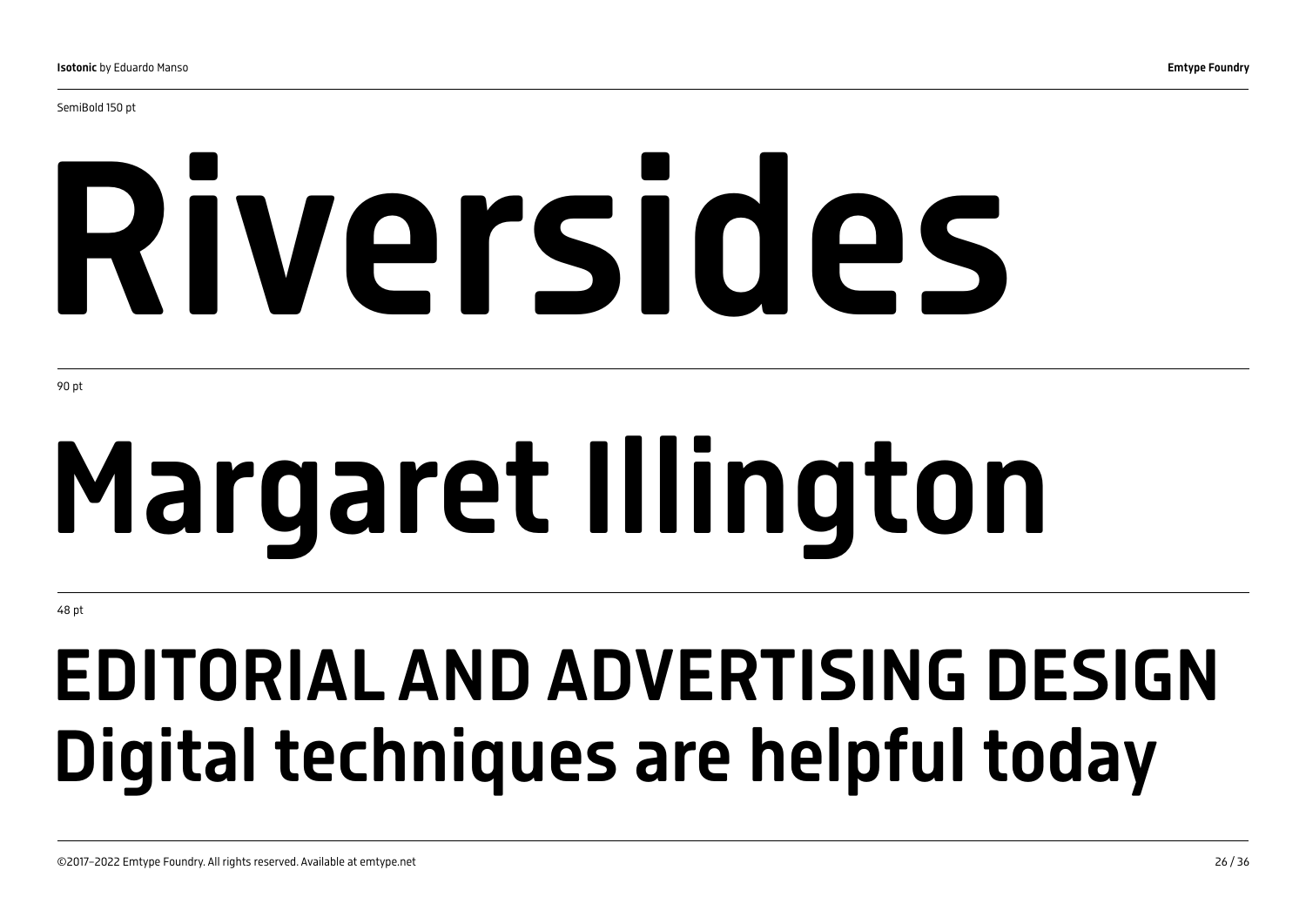SemiBold 150 pt

# Riversides

90 pt

# Margaret Illington

48 pt

## EDITORIAL AND ADVERTISING DESIGN
## Digital techniques are helpful today

©2017–2022 Emtype Foundry. All rights reserved. Available at emtype.net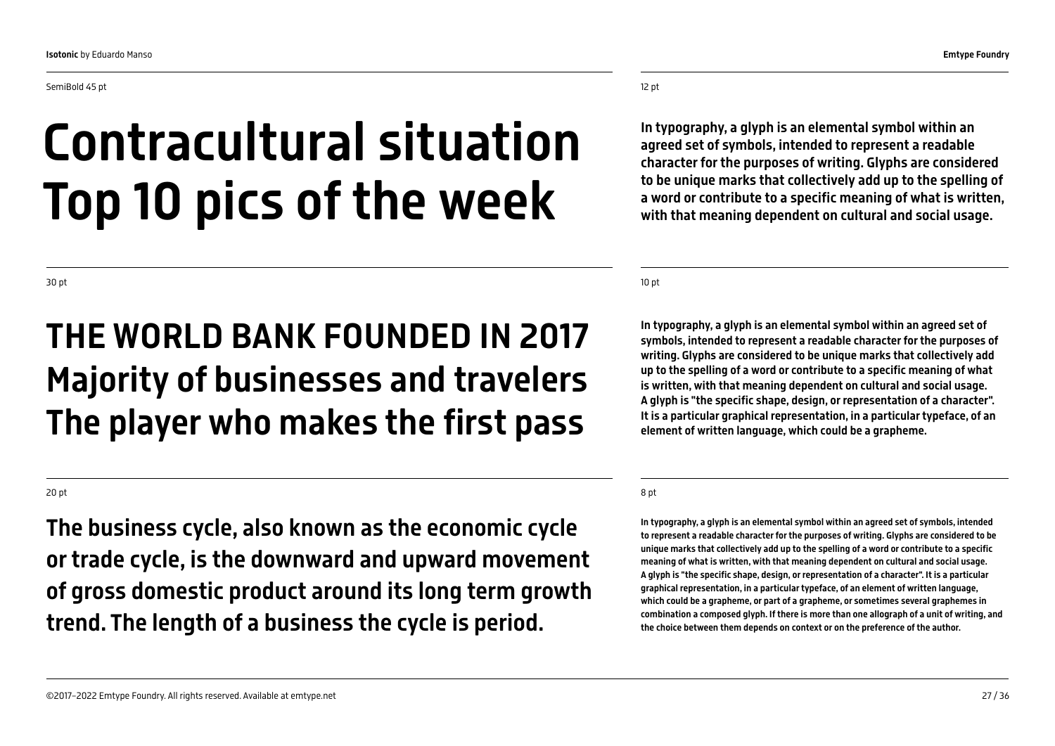SemiBold 45 pt

# Contracultural situation Top 10 pics of the week

12 pt

**In typography, a glyph is an elemental symbol within an agreed set of symbols, intended to represent a readable character for the purposes of writing. Glyphs are considered to be unique marks that collectively add up to the spelling of a word or contribute to a specific meaning of what is written, with that meaning dependent on cultural and social usage.**

30 pt

## THE WORLD BANK FOUNDED IN 2017 Majority of businesses and travelers The player who makes the first pass

10 pt

**In typography, a glyph is an elemental symbol within an agreed set of symbols, intended to represent a readable character for the purposes of writing. Glyphs are considered to be unique marks that collectively add up to the spelling of a word or contribute to a specific meaning of what is written, with that meaning dependent on cultural and social usage. A glyph is "the specific shape, design, or representation of a character". It is a particular graphical representation, in a particular typeface, of an element of written language, which could be a grapheme.**

20 pt

**The business cycle, also known as the economic cycle or trade cycle, is the downward and upward movement of gross domestic product around its long term growth trend. The length of a business the cycle is period.**

8 pt

**In typography, a glyph is an elemental symbol within an agreed set of symbols, intended to represent a readable character for the purposes of writing. Glyphs are considered to be unique marks that collectively add up to the spelling of a word or contribute to a specific meaning of what is written, with that meaning dependent on cultural and social usage. A glyph is "the specific shape, design, or representation of a character". It is a particular graphical representation, in a particular typeface, of an element of written language, which could be a grapheme, or part of a grapheme, or sometimes several graphemes in combination a composed glyph. If there is more than one allograph of a unit of writing, and the choice between them depends on context or on the preference of the author.**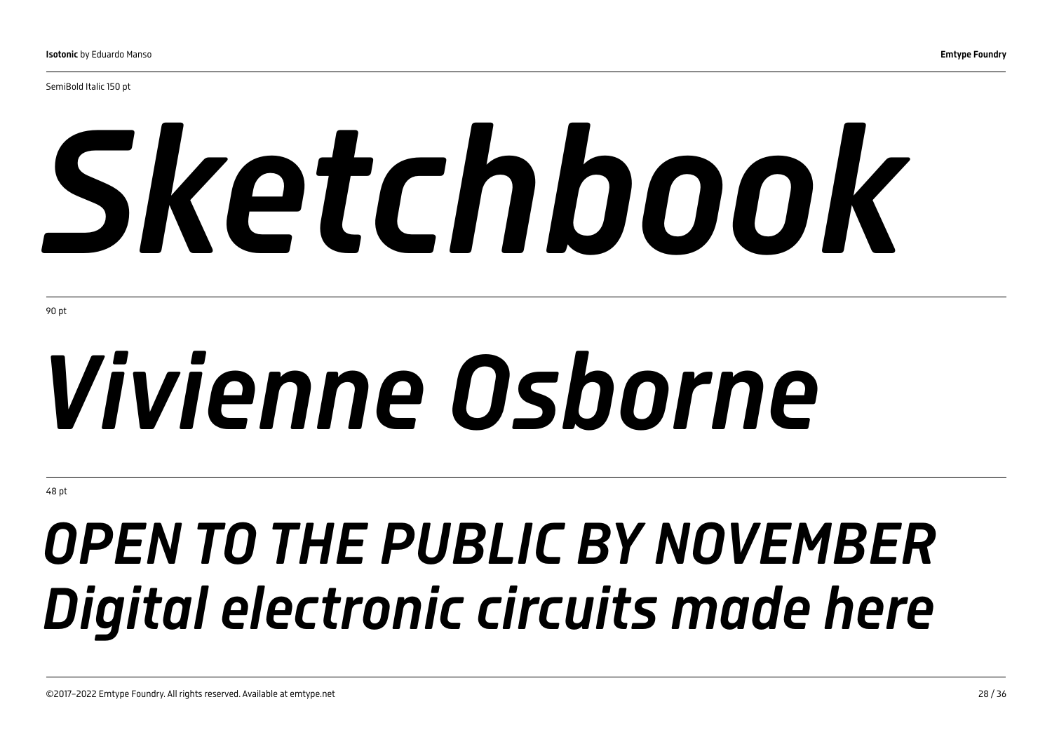SemiBold Italic 150 pt

*Sketchbook*

90 pt

*Vivienne Osborne*

48 pt

*OPEN TO THE PUBLIC BY NOVEMBER*
*Digital electronic circuits made here*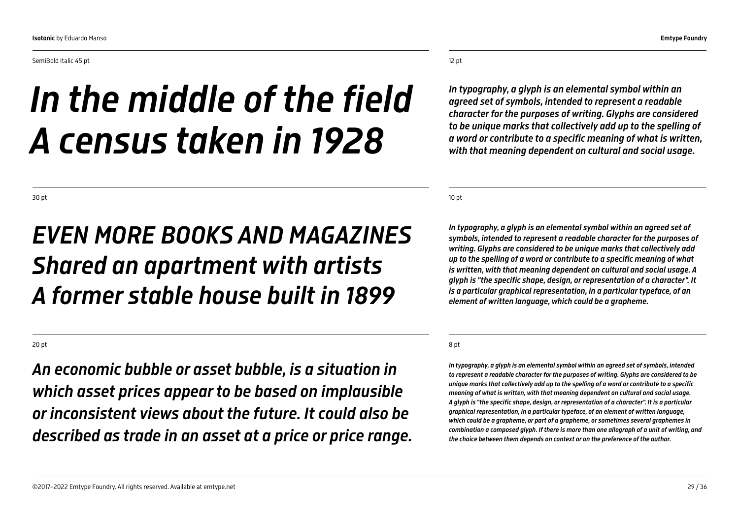SemiBold Italic 45 pt

*In the middle of the field*
*A census taken in 1928*

30 pt

*EVEN MORE BOOKS AND MAGAZINES*
*Shared an apartment with artists*
*A former stable house built in 1899*

20 pt

*An economic bubble or asset bubble, is a situation in which asset prices appear to be based on implausible or inconsistent views about the future. It could also be described as trade in an asset at a price or price range.*

12 pt

*In typography, a glyph is an elemental symbol within an agreed set of symbols, intended to represent a readable character for the purposes of writing. Glyphs are considered to be unique marks that collectively add up to the spelling of a word or contribute to a specific meaning of what is written, with that meaning dependent on cultural and social usage.*

10 pt

*In typography, a glyph is an elemental symbol within an agreed set of symbols, intended to represent a readable character for the purposes of writing. Glyphs are considered to be unique marks that collectively add up to the spelling of a word or contribute to a specific meaning of what is written, with that meaning dependent on cultural and social usage. A glyph is "the specific shape, design, or representation of a character". It is a particular graphical representation, in a particular typeface, of an element of written language, which could be a grapheme.*

8 pt

*In typography, a glyph is an elemental symbol within an agreed set of symbols, intended to represent a readable character for the purposes of writing. Glyphs are considered to be unique marks that collectively add up to the spelling of a word or contribute to a specific meaning of what is written, with that meaning dependent on cultural and social usage. A glyph is "the specific shape, design, or representation of a character". It is a particular graphical representation, in a particular typeface, of an element of written language, which could be a grapheme, or part of a grapheme, or sometimes several graphemes in combination a composed glyph. If there is more than one allograph of a unit of writing, and the choice between them depends on context or on the preference of the author.*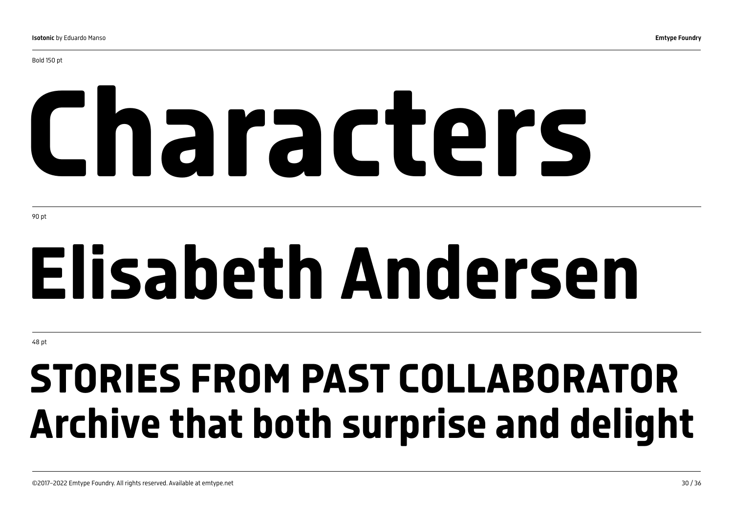Bold 150 pt

# Characters

90 pt

# Elisabeth Andersen

48 pt

## STORIES FROM PAST COLLABORATOR Archive that both surprise and delight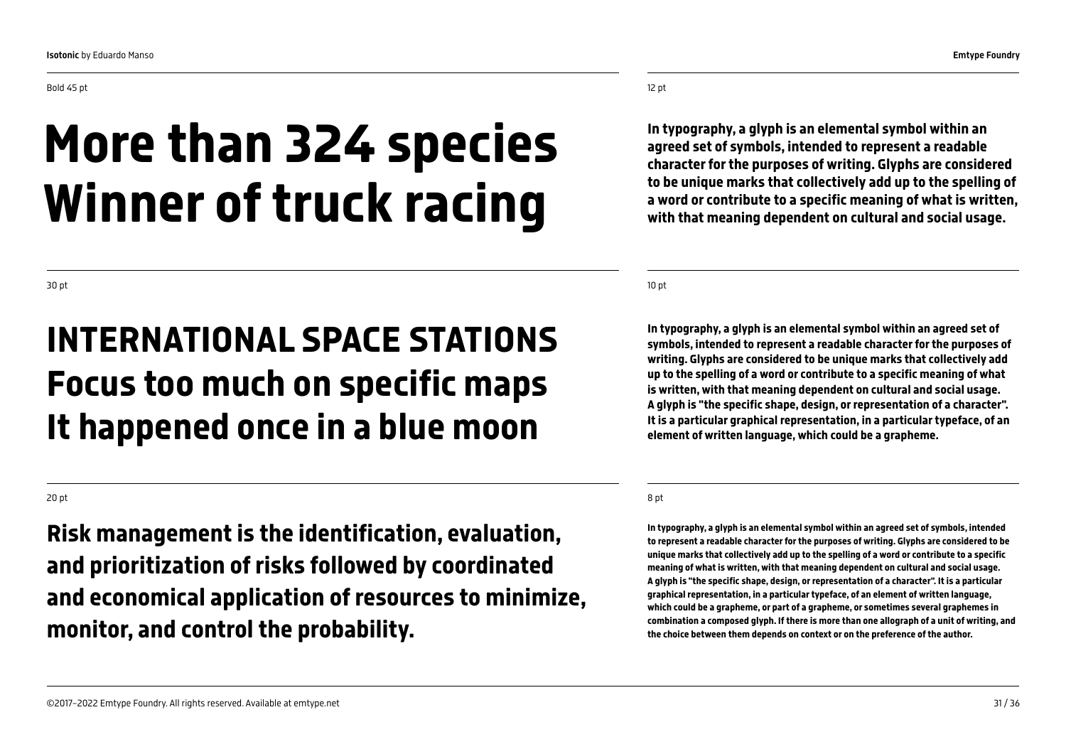Bold 45 pt

# More than 324 species Winner of truck racing

30 pt

## INTERNATIONAL SPACE STATIONS Focus too much on specific maps It happened once in a blue moon

20 pt

**Risk management is the identification, evaluation, and prioritization of risks followed by coordinated and economical application of resources to minimize, monitor, and control the probability.**

12 pt

**In typography, a glyph is an elemental symbol within an agreed set of symbols, intended to represent a readable character for the purposes of writing. Glyphs are considered to be unique marks that collectively add up to the spelling of a word or contribute to a specific meaning of what is written, with that meaning dependent on cultural and social usage.**

10 pt

**In typography, a glyph is an elemental symbol within an agreed set of symbols, intended to represent a readable character for the purposes of writing. Glyphs are considered to be unique marks that collectively add up to the spelling of a word or contribute to a specific meaning of what is written, with that meaning dependent on cultural and social usage. A glyph is "the specific shape, design, or representation of a character". It is a particular graphical representation, in a particular typeface, of an element of written language, which could be a grapheme.**

8 pt

**In typography, a glyph is an elemental symbol within an agreed set of symbols, intended to represent a readable character for the purposes of writing. Glyphs are considered to be unique marks that collectively add up to the spelling of a word or contribute to a specific meaning of what is written, with that meaning dependent on cultural and social usage. A glyph is "the specific shape, design, or representation of a character". It is a particular graphical representation, in a particular typeface, of an element of written language, which could be a grapheme, or part of a grapheme, or sometimes several graphemes in combination a composed glyph. If there is more than one allograph of a unit of writing, and the choice between them depends on context or on the preference of the author.**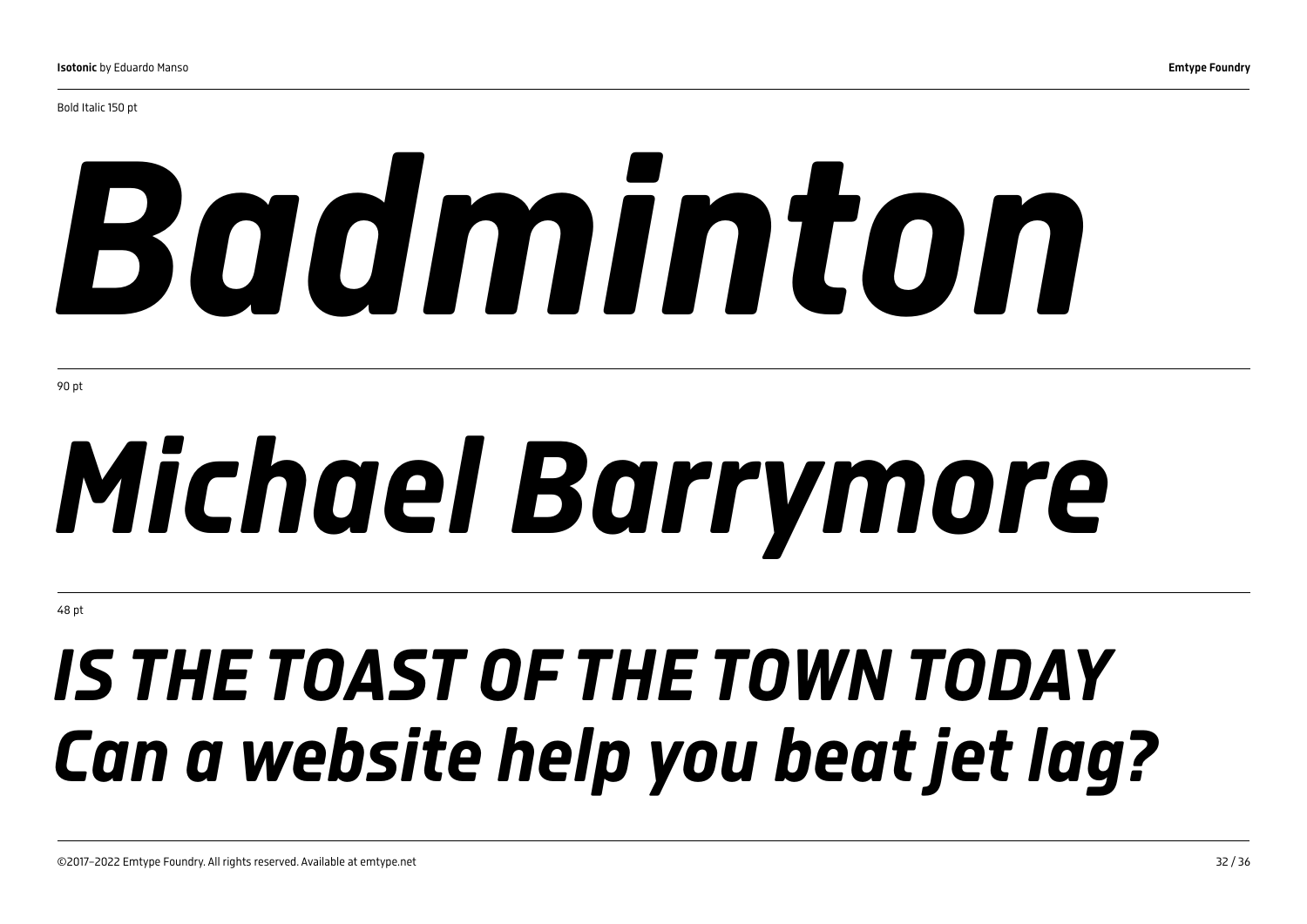Bold Italic 150 pt

***Badminton***

90 pt

***Michael Barrymore***

48 pt

***IS THE TOAST OF THE TOWN TODAY***
***Can a website help you beat jet lag?***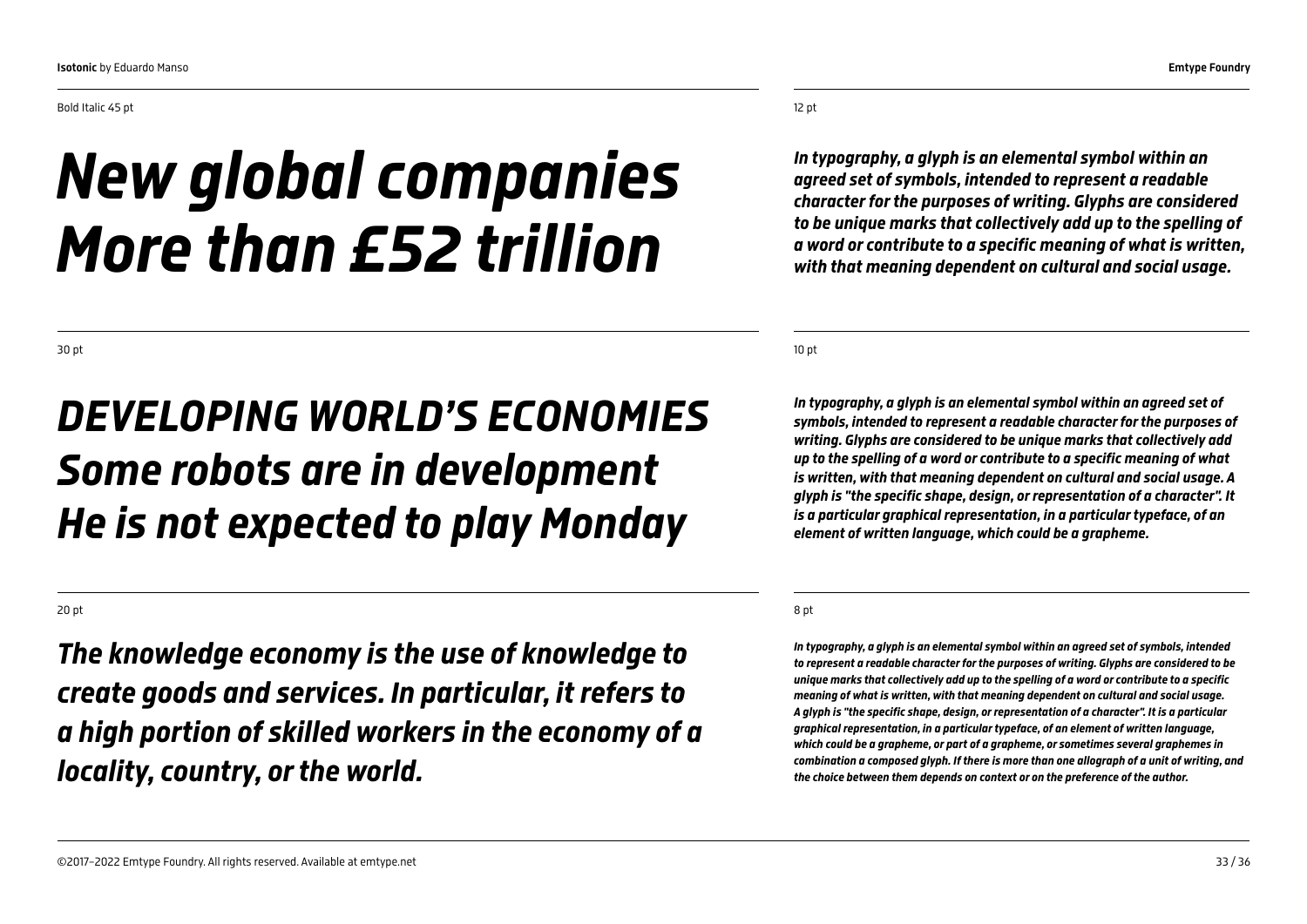Bold Italic 45 pt

***New global companies***
***More than £52 trillion***

30 pt

***DEVELOPING WORLD'S ECONOMIES***
***Some robots are in development***
***He is not expected to play Monday***

20 pt

***The knowledge economy is the use of knowledge to create goods and services. In particular, it refers to a high portion of skilled workers in the economy of a locality, country, or the world.***

12 pt

***In typography, a glyph is an elemental symbol within an agreed set of symbols, intended to represent a readable character for the purposes of writing. Glyphs are considered to be unique marks that collectively add up to the spelling of a word or contribute to a specific meaning of what is written, with that meaning dependent on cultural and social usage.***

10 pt

***In typography, a glyph is an elemental symbol within an agreed set of symbols, intended to represent a readable character for the purposes of writing. Glyphs are considered to be unique marks that collectively add up to the spelling of a word or contribute to a specific meaning of what is written, with that meaning dependent on cultural and social usage. A glyph is "the specific shape, design, or representation of a character". It is a particular graphical representation, in a particular typeface, of an element of written language, which could be a grapheme.***

8 pt

***In typography, a glyph is an elemental symbol within an agreed set of symbols, intended to represent a readable character for the purposes of writing. Glyphs are considered to be unique marks that collectively add up to the spelling of a word or contribute to a specific meaning of what is written, with that meaning dependent on cultural and social usage. A glyph is "the specific shape, design, or representation of a character". It is a particular graphical representation, in a particular typeface, of an element of written language, which could be a grapheme, or part of a grapheme, or sometimes several graphemes in combination a composed glyph. If there is more than one allograph of a unit of writing, and the choice between them depends on context or on the preference of the author.***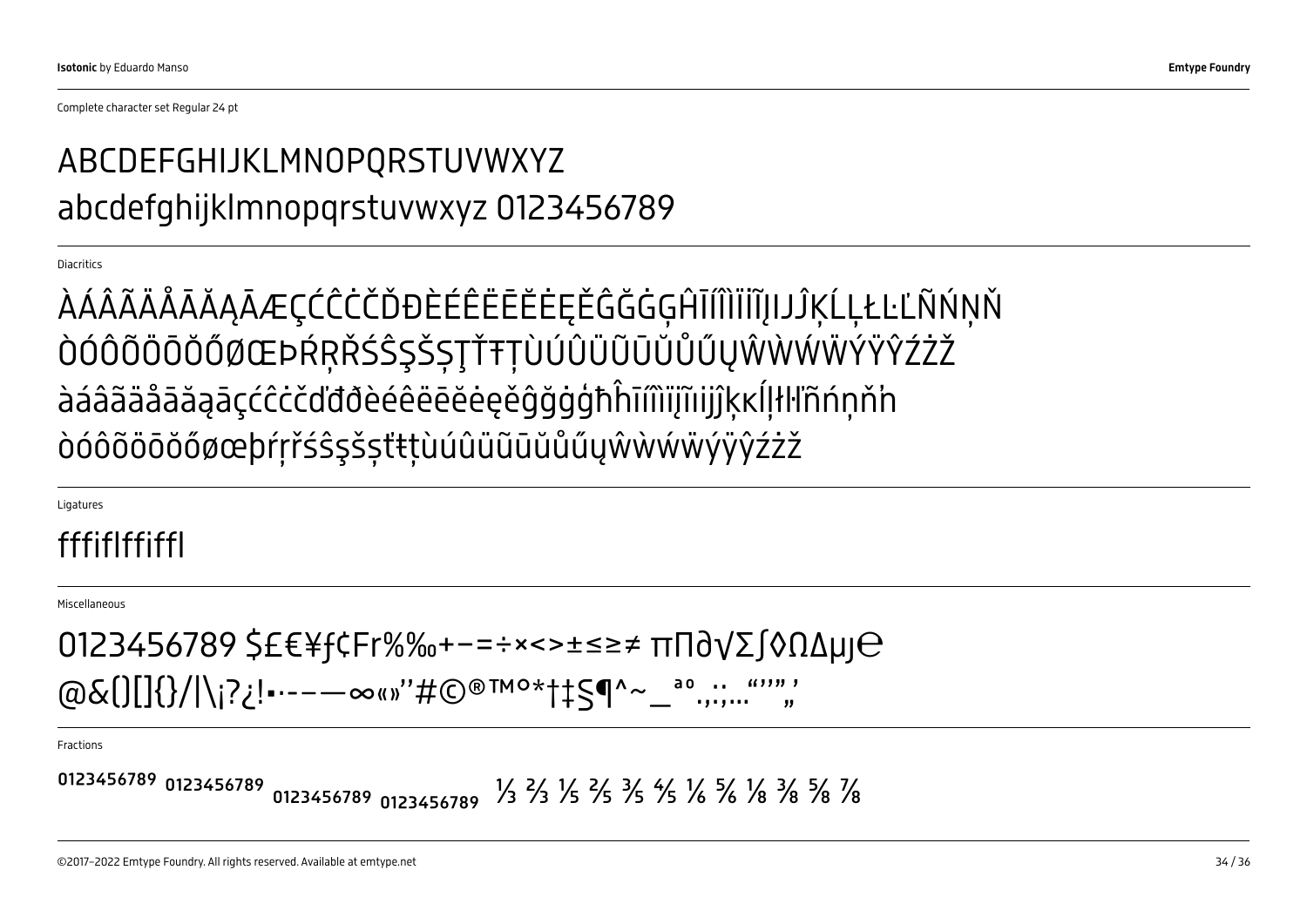Complete character set Regular 24 pt

ABCDEFGHIJKLMNOPQRSTUVWXYZ
abcdefghijklmnopqrstuvwxyz 0123456789

Diacritics

ÀÁÂÃÄÅĀĂĄǠÆÇĆĈĊČĎĐÈÉÊËĒĔĖĘĚĜĞĠĢĤĪÍÎÌÏİĨĮIJĴĶĹĻŁĿĽÑŃŅŇ
ÒÓÔÕÖŌŎŐØŒÞŔŖŘŚŜŞŠȘŢŤŦȚÙÚÛÜŨŪŬŮŰŲŴẀẂẄÝŸŶŹŻŽ
àáâãäåāăąāçćĉċčďđðèéêëēĕėęěĝğġģħĥīíîìïįĩıijĵķĸĺļłŀľñńņňŉ
òóôõöōŏőøœþŕŗřśŝşšșťŧțùúûüũūŭůűųŵẁẃẅýÿŷźżž

Ligatures

fffiflffiffl

Miscellaneous

0123456789 $£€¥ƒ¢₣%‰+−=÷×<>±≤≥≠ πΠ∂√∑∫◊ΩΔµȷ℮
@&()[]{}/|\¡?¿!▪·-–—∞«»‘’#©®™°*†‡§¶^~_ªº.,:;…“’’”„‚

Fractions

0123456789 0123456789 0123456789 0123456789 ⅓ ⅔ ⅕ ⅖ ⅗ ⅘ ⅙ ⅚ ⅛ ⅜ ⅝ ⅞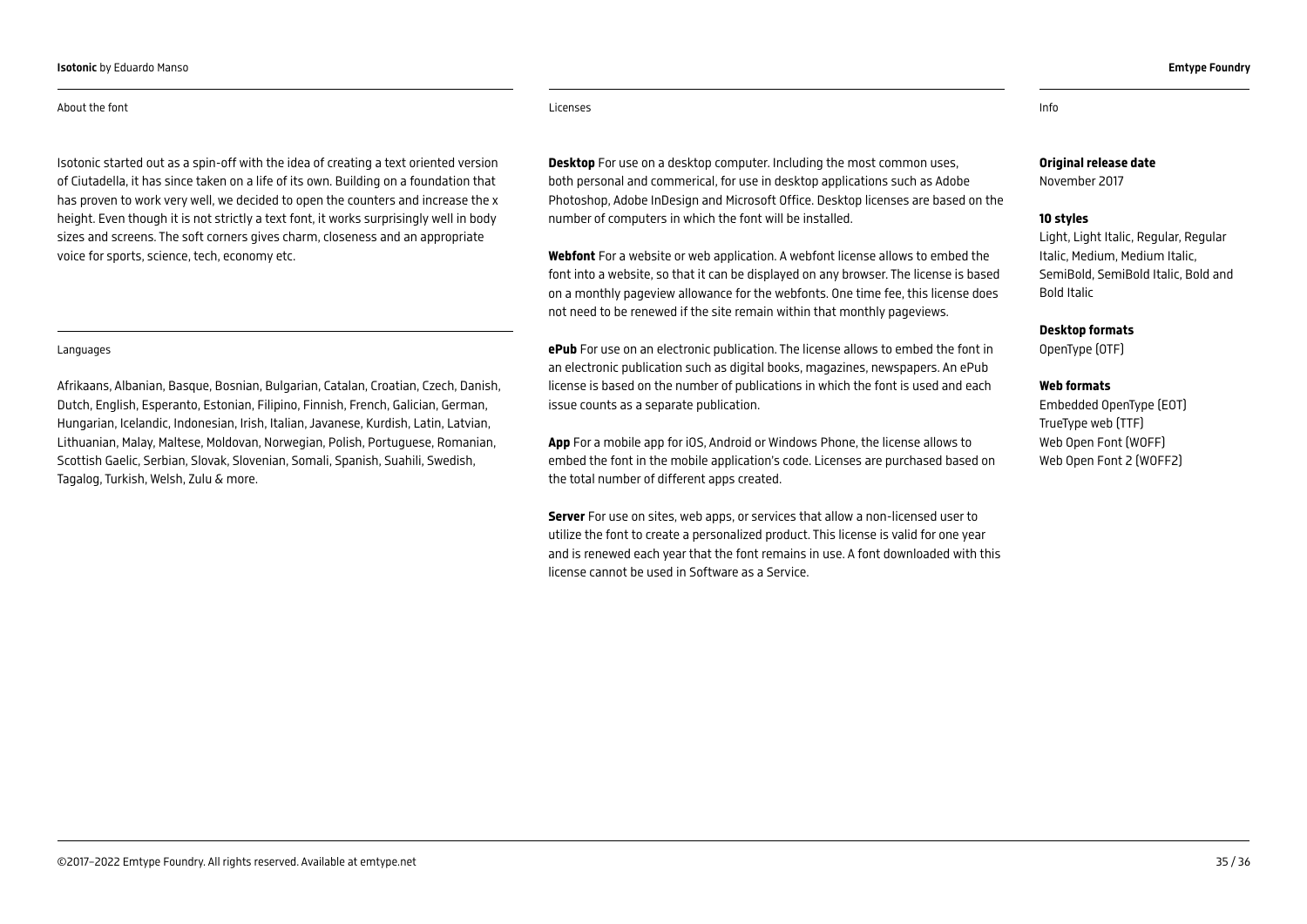## About the font

Isotonic started out as a spin-off with the idea of creating a text oriented version of Ciutadella, it has since taken on a life of its own. Building on a foundation that has proven to work very well, we decided to open the counters and increase the x height. Even though it is not strictly a text font, it works surprisingly well in body sizes and screens. The soft corners gives charm, closeness and an appropriate voice for sports, science, tech, economy etc.

## Languages

Afrikaans, Albanian, Basque, Bosnian, Bulgarian, Catalan, Croatian, Czech, Danish, Dutch, English, Esperanto, Estonian, Filipino, Finnish, French, Galician, German, Hungarian, Icelandic, Indonesian, Irish, Italian, Javanese, Kurdish, Latin, Latvian, Lithuanian, Malay, Maltese, Moldovan, Norwegian, Polish, Portuguese, Romanian, Scottish Gaelic, Serbian, Slovak, Slovenian, Somali, Spanish, Suahili, Swedish, Tagalog, Turkish, Welsh, Zulu & more.

## Licenses

**Desktop** For use on a desktop computer. Including the most common uses, both personal and commerical, for use in desktop applications such as Adobe Photoshop, Adobe InDesign and Microsoft Office. Desktop licenses are based on the number of computers in which the font will be installed.

**Webfont** For a website or web application. A webfont license allows to embed the font into a website, so that it can be displayed on any browser. The license is based on a monthly pageview allowance for the webfonts. One time fee, this license does not need to be renewed if the site remain within that monthly pageviews.

**ePub** For use on an electronic publication. The license allows to embed the font in an electronic publication such as digital books, magazines, newspapers. An ePub license is based on the number of publications in which the font is used and each issue counts as a separate publication.

**App** For a mobile app for iOS, Android or Windows Phone, the license allows to embed the font in the mobile application's code. Licenses are purchased based on the total number of different apps created.

**Server** For use on sites, web apps, or services that allow a non-licensed user to utilize the font to create a personalized product. This license is valid for one year and is renewed each year that the font remains in use. A font downloaded with this license cannot be used in Software as a Service.

## Info

**Original release date**
November 2017

**10 styles**
Light, Light Italic, Regular, Regular Italic, Medium, Medium Italic, SemiBold, SemiBold Italic, Bold and Bold Italic

**Desktop formats**
OpenType (OTF)

**Web formats**
Embedded OpenType (EOT)
TrueType web (TTF)
Web Open Font (WOFF)
Web Open Font 2 (WOFF2)

©2017–2022 Emtype Foundry. All rights reserved. Available at emtype.net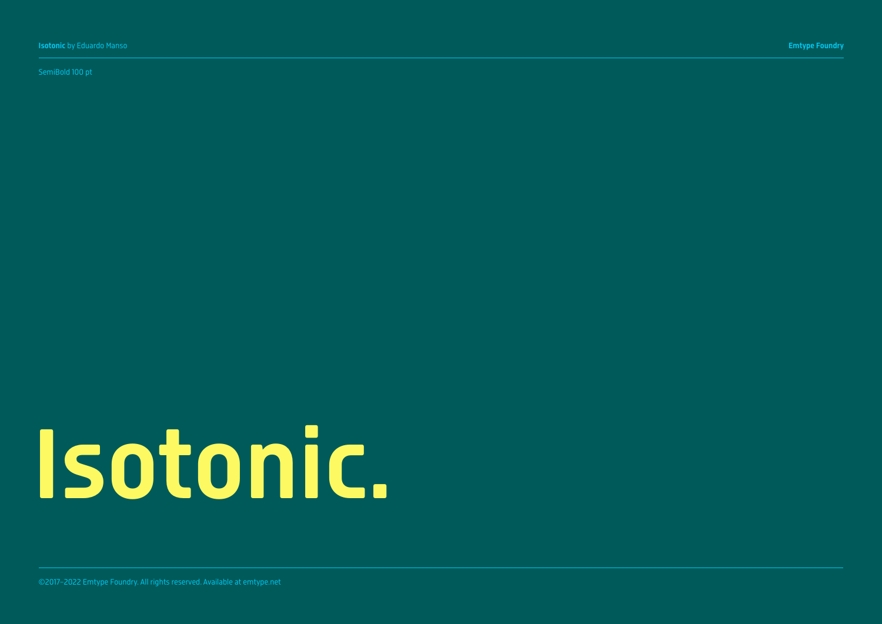SemiBold 100 pt

# Isotonic.

©2017–2022 Emtype Foundry. All rights reserved. Available at emtype.net